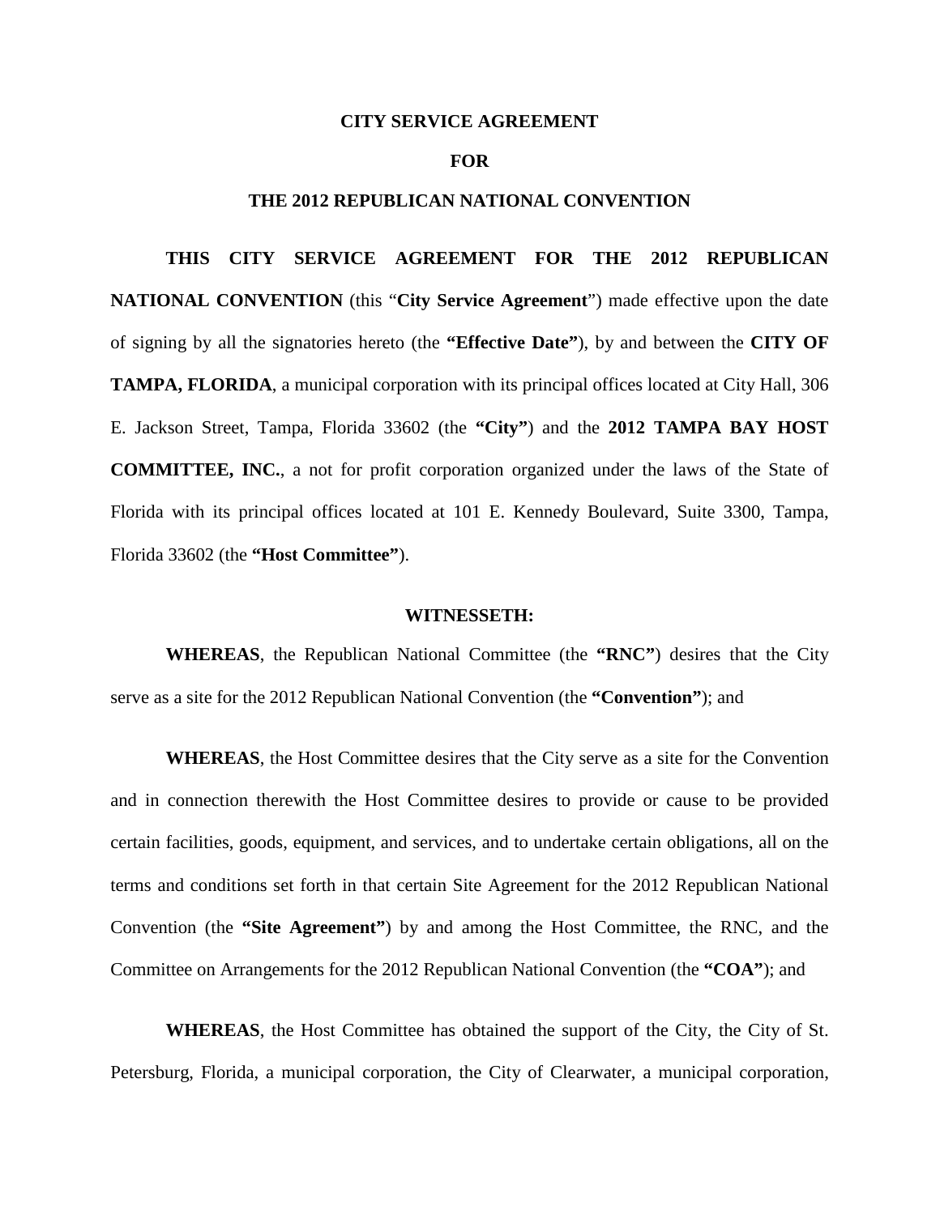**CITY SERVICE AGREEMENT**

**FOR**

**THE 2012 REPUBLICAN NATIONAL CONVENTION**

**THIS CITY SERVICE AGREEMENT FOR THE 2012 REPUBLICAN NATIONAL CONVENTION** (this "**City Service Agreement**") made effective upon the date of signing by all the signatories hereto (the **"Effective Date"**), by and between the **CITY OF TAMPA, FLORIDA**, a municipal corporation with its principal offices located at City Hall, 306 E. Jackson Street, Tampa, Florida 33602 (the **"City"**) and the **2012 TAMPA BAY HOST COMMITTEE, INC.**, a not for profit corporation organized under the laws of the State of Florida with its principal offices located at 101 E. Kennedy Boulevard, Suite 3300, Tampa, Florida 33602 (the **"Host Committee"**).

**WITNESSETH:**

**WHEREAS**, the Republican National Committee (the **"RNC"**) desires that the City serve as a site for the 2012 Republican National Convention (the **"Convention"**); and

**WHEREAS**, the Host Committee desires that the City serve as a site for the Convention and in connection therewith the Host Committee desires to provide or cause to be provided certain facilities, goods, equipment, and services, and to undertake certain obligations, all on the terms and conditions set forth in that certain Site Agreement for the 2012 Republican National Convention (the **"Site Agreement"**) by and among the Host Committee, the RNC, and the Committee on Arrangements for the 2012 Republican National Convention (the **"COA"**); and

**WHEREAS**, the Host Committee has obtained the support of the City, the City of St. Petersburg, Florida, a municipal corporation, the City of Clearwater, a municipal corporation,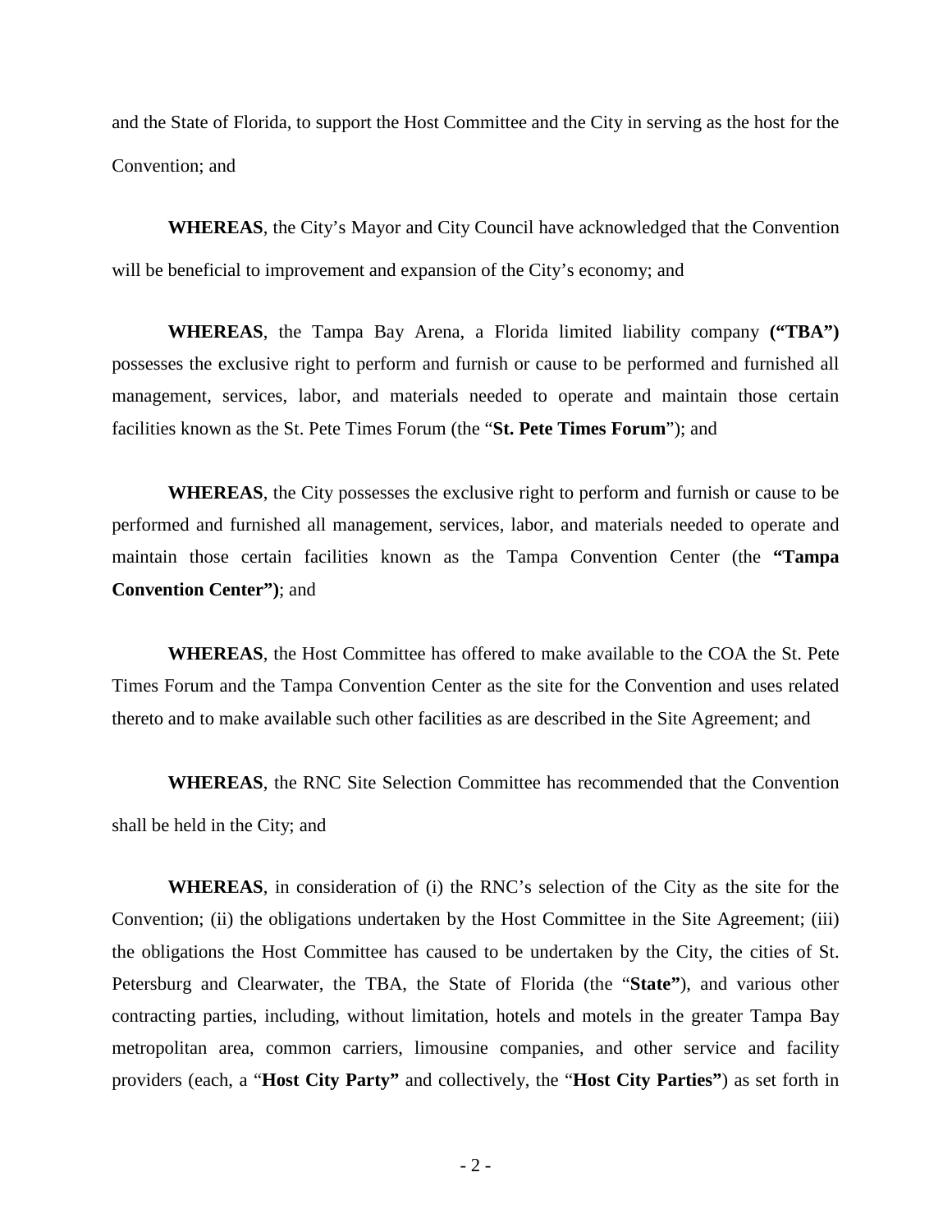and the State of Florida, to support the Host Committee and the City in serving as the host for the Convention; and

**WHEREAS**, the City's Mayor and City Council have acknowledged that the Convention will be beneficial to improvement and expansion of the City's economy; and

**WHEREAS**, the Tampa Bay Arena, a Florida limited liability company **("TBA")** possesses the exclusive right to perform and furnish or cause to be performed and furnished all management, services, labor, and materials needed to operate and maintain those certain facilities known as the St. Pete Times Forum (the "**St. Pete Times Forum**"); and

**WHEREAS**, the City possesses the exclusive right to perform and furnish or cause to be performed and furnished all management, services, labor, and materials needed to operate and maintain those certain facilities known as the Tampa Convention Center (the **"Tampa Convention Center")**; and

**WHEREAS**, the Host Committee has offered to make available to the COA the St. Pete Times Forum and the Tampa Convention Center as the site for the Convention and uses related thereto and to make available such other facilities as are described in the Site Agreement; and

**WHEREAS**, the RNC Site Selection Committee has recommended that the Convention shall be held in the City; and

**WHEREAS**, in consideration of (i) the RNC's selection of the City as the site for the Convention; (ii) the obligations undertaken by the Host Committee in the Site Agreement; (iii) the obligations the Host Committee has caused to be undertaken by the City, the cities of St. Petersburg and Clearwater, the TBA, the State of Florida (the "**State"**), and various other contracting parties, including, without limitation, hotels and motels in the greater Tampa Bay metropolitan area, common carriers, limousine companies, and other service and facility providers (each, a "**Host City Party"** and collectively, the "**Host City Parties"**) as set forth in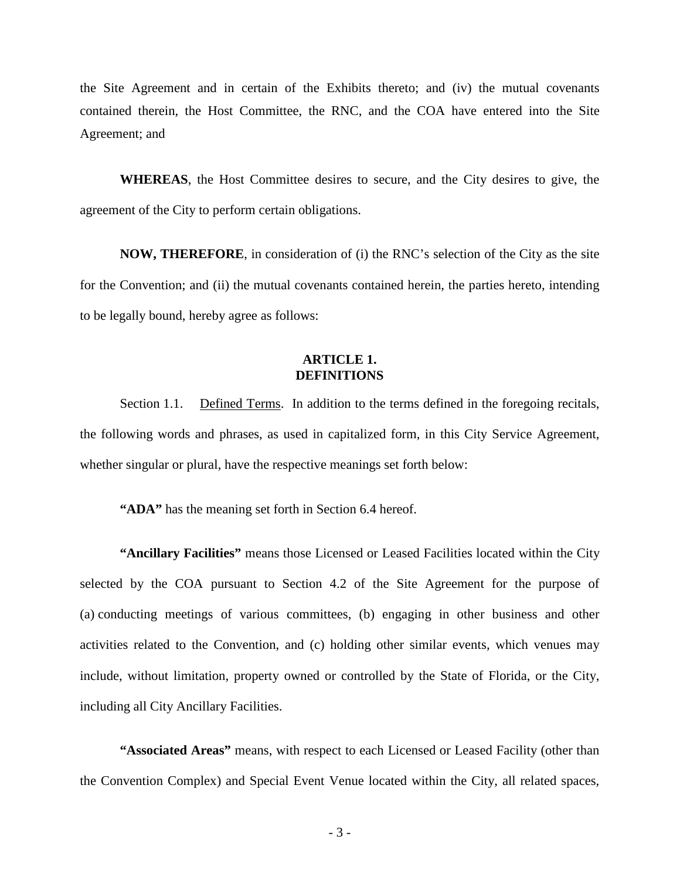the Site Agreement and in certain of the Exhibits thereto; and (iv) the mutual covenants contained therein, the Host Committee, the RNC, and the COA have entered into the Site Agreement; and

**WHEREAS**, the Host Committee desires to secure, and the City desires to give, the agreement of the City to perform certain obligations.

**NOW, THEREFORE**, in consideration of (i) the RNC's selection of the City as the site for the Convention; and (ii) the mutual covenants contained herein, the parties hereto, intending to be legally bound, hereby agree as follows:

## ARTICLE 1. DEFINITIONS

Section 1.1. Defined Terms. In addition to the terms defined in the foregoing recitals, the following words and phrases, as used in capitalized form, in this City Service Agreement, whether singular or plural, have the respective meanings set forth below:

**"ADA"** has the meaning set forth in Section 6.4 hereof.

**"Ancillary Facilities"** means those Licensed or Leased Facilities located within the City selected by the COA pursuant to Section 4.2 of the Site Agreement for the purpose of (a) conducting meetings of various committees, (b) engaging in other business and other activities related to the Convention, and (c) holding other similar events, which venues may include, without limitation, property owned or controlled by the State of Florida, or the City, including all City Ancillary Facilities.

**"Associated Areas"** means, with respect to each Licensed or Leased Facility (other than the Convention Complex) and Special Event Venue located within the City, all related spaces,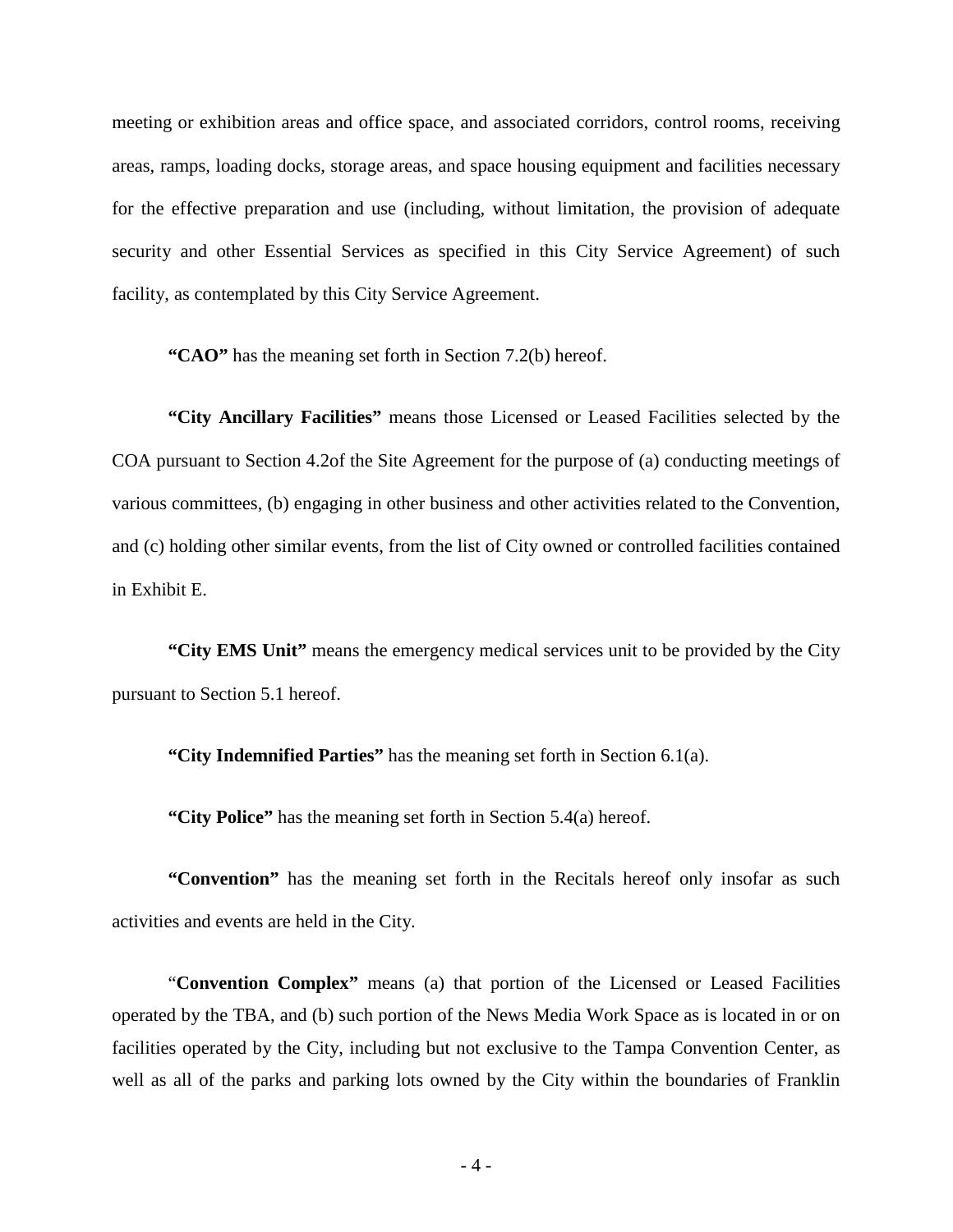meeting or exhibition areas and office space, and associated corridors, control rooms, receiving areas, ramps, loading docks, storage areas, and space housing equipment and facilities necessary for the effective preparation and use (including, without limitation, the provision of adequate security and other Essential Services as specified in this City Service Agreement) of such facility, as contemplated by this City Service Agreement.

**"CAO"** has the meaning set forth in Section 7.2(b) hereof.

**"City Ancillary Facilities"** means those Licensed or Leased Facilities selected by the COA pursuant to Section 4.2of the Site Agreement for the purpose of (a) conducting meetings of various committees, (b) engaging in other business and other activities related to the Convention, and (c) holding other similar events, from the list of City owned or controlled facilities contained in Exhibit E.

**"City EMS Unit"** means the emergency medical services unit to be provided by the City pursuant to Section 5.1 hereof.

**"City Indemnified Parties"** has the meaning set forth in Section 6.1(a).

**"City Police"** has the meaning set forth in Section 5.4(a) hereof.

**"Convention"** has the meaning set forth in the Recitals hereof only insofar as such activities and events are held in the City.

"**Convention Complex"** means (a) that portion of the Licensed or Leased Facilities operated by the TBA, and (b) such portion of the News Media Work Space as is located in or on facilities operated by the City, including but not exclusive to the Tampa Convention Center, as well as all of the parks and parking lots owned by the City within the boundaries of Franklin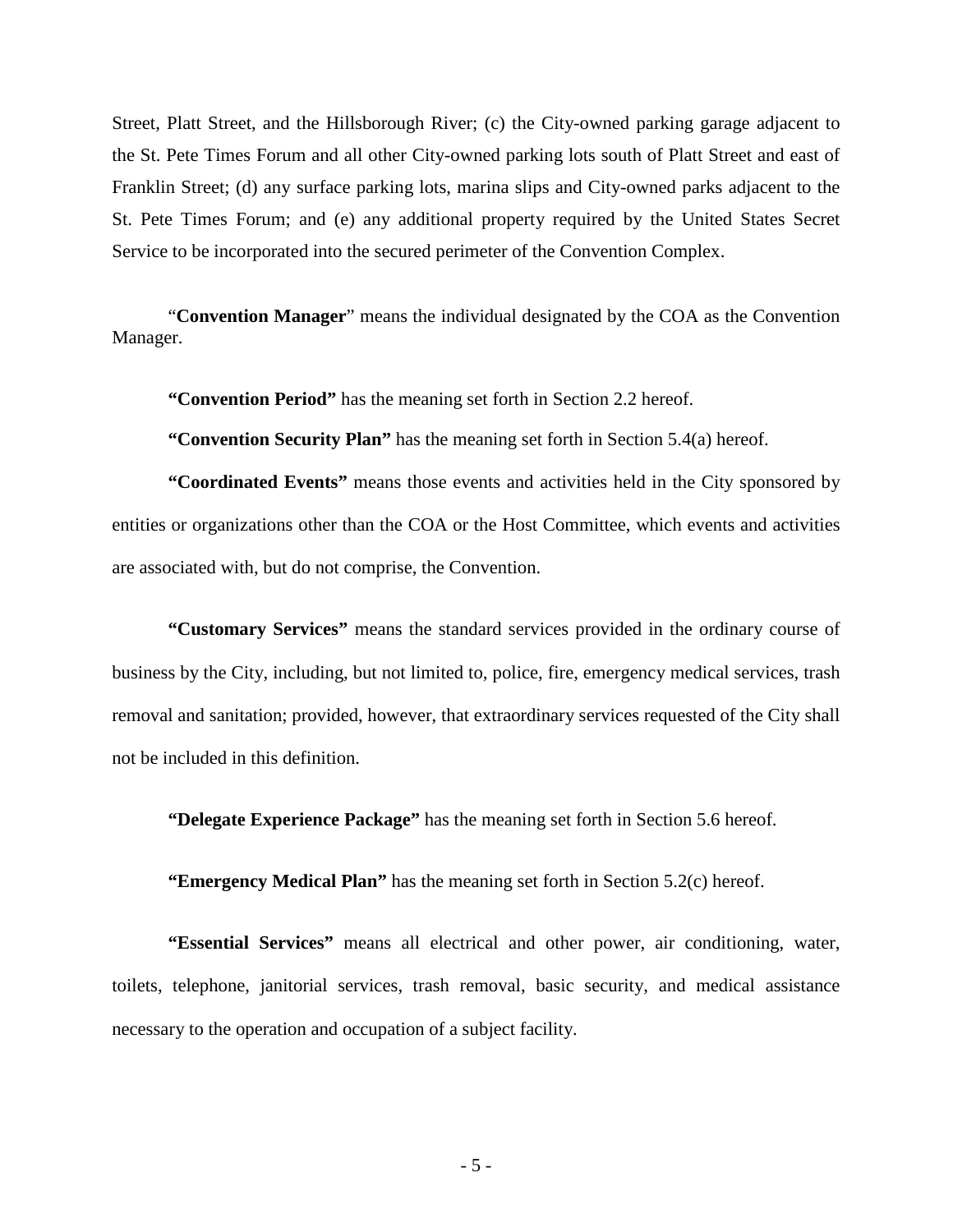Street, Platt Street, and the Hillsborough River; (c) the City-owned parking garage adjacent to the St. Pete Times Forum and all other City-owned parking lots south of Platt Street and east of Franklin Street; (d) any surface parking lots, marina slips and City-owned parks adjacent to the St. Pete Times Forum; and (e) any additional property required by the United States Secret Service to be incorporated into the secured perimeter of the Convention Complex.

"**Convention Manager**" means the individual designated by the COA as the Convention Manager.

**"Convention Period"** has the meaning set forth in Section 2.2 hereof.

**"Convention Security Plan"** has the meaning set forth in Section 5.4(a) hereof.

**"Coordinated Events"** means those events and activities held in the City sponsored by entities or organizations other than the COA or the Host Committee, which events and activities are associated with, but do not comprise, the Convention.

**"Customary Services"** means the standard services provided in the ordinary course of business by the City, including, but not limited to, police, fire, emergency medical services, trash removal and sanitation; provided, however, that extraordinary services requested of the City shall not be included in this definition.

**"Delegate Experience Package"** has the meaning set forth in Section 5.6 hereof.

**"Emergency Medical Plan"** has the meaning set forth in Section 5.2(c) hereof.

**"Essential Services"** means all electrical and other power, air conditioning, water, toilets, telephone, janitorial services, trash removal, basic security, and medical assistance necessary to the operation and occupation of a subject facility.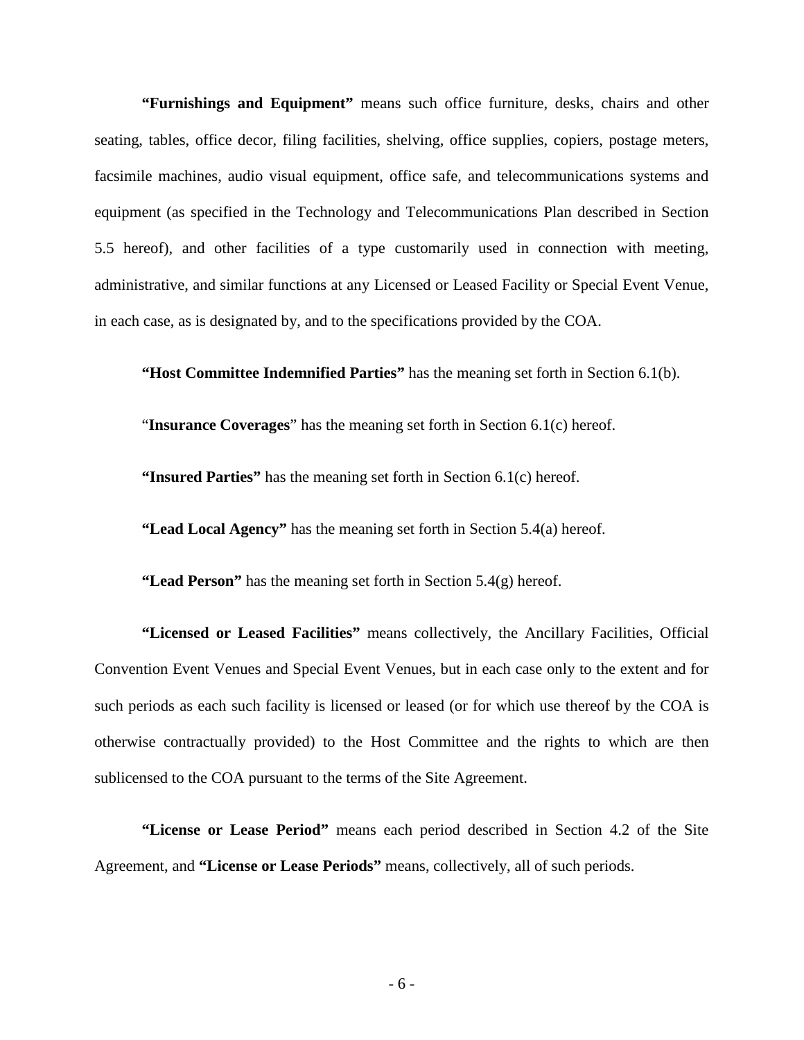**"Furnishings and Equipment"** means such office furniture, desks, chairs and other seating, tables, office decor, filing facilities, shelving, office supplies, copiers, postage meters, facsimile machines, audio visual equipment, office safe, and telecommunications systems and equipment (as specified in the Technology and Telecommunications Plan described in Section 5.5 hereof), and other facilities of a type customarily used in connection with meeting, administrative, and similar functions at any Licensed or Leased Facility or Special Event Venue, in each case, as is designated by, and to the specifications provided by the COA.

**"Host Committee Indemnified Parties"** has the meaning set forth in Section 6.1(b).

"**Insurance Coverages**" has the meaning set forth in Section 6.1(c) hereof.

**"Insured Parties"** has the meaning set forth in Section 6.1(c) hereof.

**"Lead Local Agency"** has the meaning set forth in Section 5.4(a) hereof.

**"Lead Person"** has the meaning set forth in Section 5.4(g) hereof.

**"Licensed or Leased Facilities"** means collectively, the Ancillary Facilities, Official Convention Event Venues and Special Event Venues, but in each case only to the extent and for such periods as each such facility is licensed or leased (or for which use thereof by the COA is otherwise contractually provided) to the Host Committee and the rights to which are then sublicensed to the COA pursuant to the terms of the Site Agreement.

**"License or Lease Period"** means each period described in Section 4.2 of the Site Agreement, and **"License or Lease Periods"** means, collectively, all of such periods.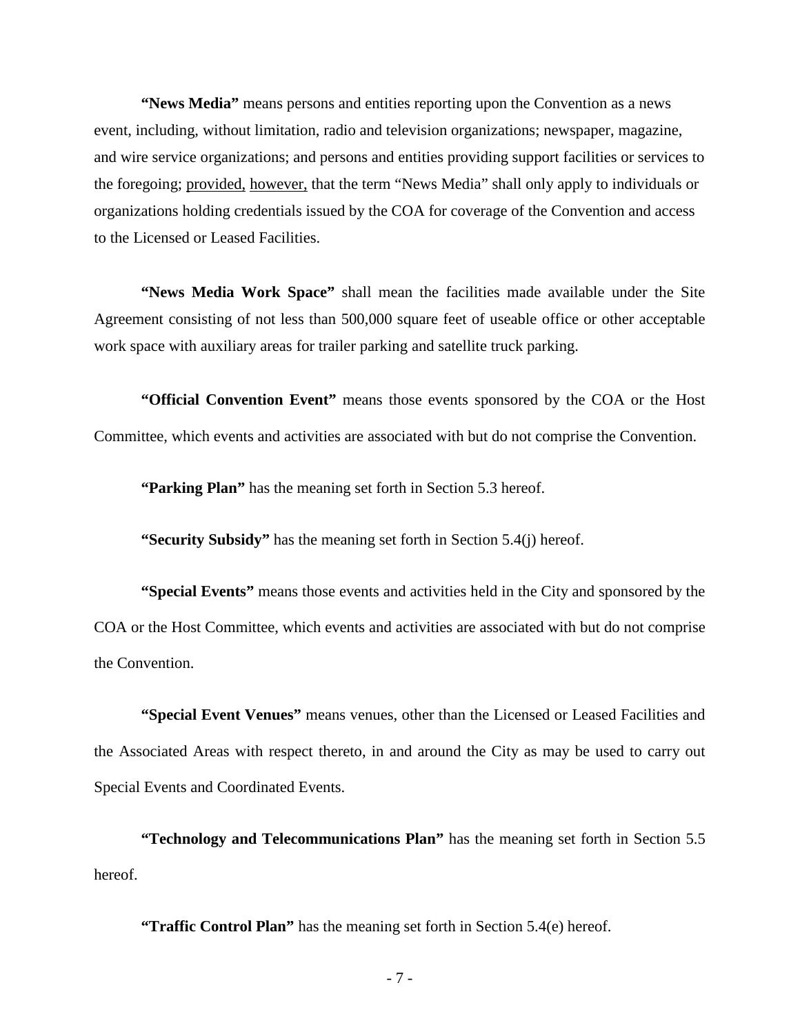**"News Media"** means persons and entities reporting upon the Convention as a news event, including, without limitation, radio and television organizations; newspaper, magazine, and wire service organizations; and persons and entities providing support facilities or services to the foregoing; provided, however, that the term "News Media" shall only apply to individuals or organizations holding credentials issued by the COA for coverage of the Convention and access to the Licensed or Leased Facilities.

**"News Media Work Space"** shall mean the facilities made available under the Site Agreement consisting of not less than 500,000 square feet of useable office or other acceptable work space with auxiliary areas for trailer parking and satellite truck parking.

**"Official Convention Event"** means those events sponsored by the COA or the Host Committee, which events and activities are associated with but do not comprise the Convention.

**"Parking Plan"** has the meaning set forth in Section 5.3 hereof.

**"Security Subsidy"** has the meaning set forth in Section 5.4(j) hereof.

**"Special Events"** means those events and activities held in the City and sponsored by the COA or the Host Committee, which events and activities are associated with but do not comprise the Convention.

**"Special Event Venues"** means venues, other than the Licensed or Leased Facilities and the Associated Areas with respect thereto, in and around the City as may be used to carry out Special Events and Coordinated Events.

**"Technology and Telecommunications Plan"** has the meaning set forth in Section 5.5 hereof.

**"Traffic Control Plan"** has the meaning set forth in Section 5.4(e) hereof.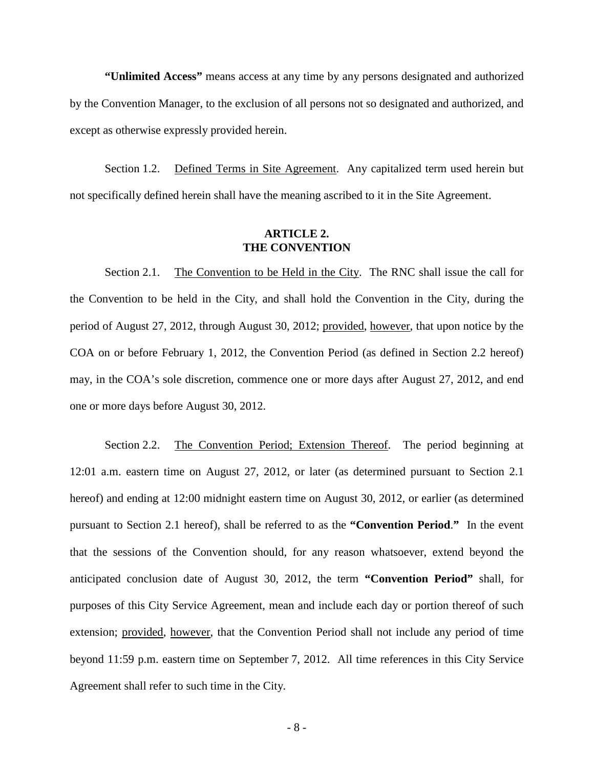**"Unlimited Access"** means access at any time by any persons designated and authorized by the Convention Manager, to the exclusion of all persons not so designated and authorized, and except as otherwise expressly provided herein.

Section 1.2. Defined Terms in Site Agreement. Any capitalized term used herein but not specifically defined herein shall have the meaning ascribed to it in the Site Agreement.

## ARTICLE 2. THE CONVENTION

Section 2.1. The Convention to be Held in the City. The RNC shall issue the call for the Convention to be held in the City, and shall hold the Convention in the City, during the period of August 27, 2012, through August 30, 2012; provided, however, that upon notice by the COA on or before February 1, 2012, the Convention Period (as defined in Section 2.2 hereof) may, in the COA's sole discretion, commence one or more days after August 27, 2012, and end one or more days before August 30, 2012.

Section 2.2. The Convention Period; Extension Thereof. The period beginning at 12:01 a.m. eastern time on August 27, 2012, or later (as determined pursuant to Section 2.1 hereof) and ending at 12:00 midnight eastern time on August 30, 2012, or earlier (as determined pursuant to Section 2.1 hereof), shall be referred to as the **"Convention Period."** In the event that the sessions of the Convention should, for any reason whatsoever, extend beyond the anticipated conclusion date of August 30, 2012, the term **"Convention Period"** shall, for purposes of this City Service Agreement, mean and include each day or portion thereof of such extension; provided, however, that the Convention Period shall not include any period of time beyond 11:59 p.m. eastern time on September 7, 2012. All time references in this City Service Agreement shall refer to such time in the City.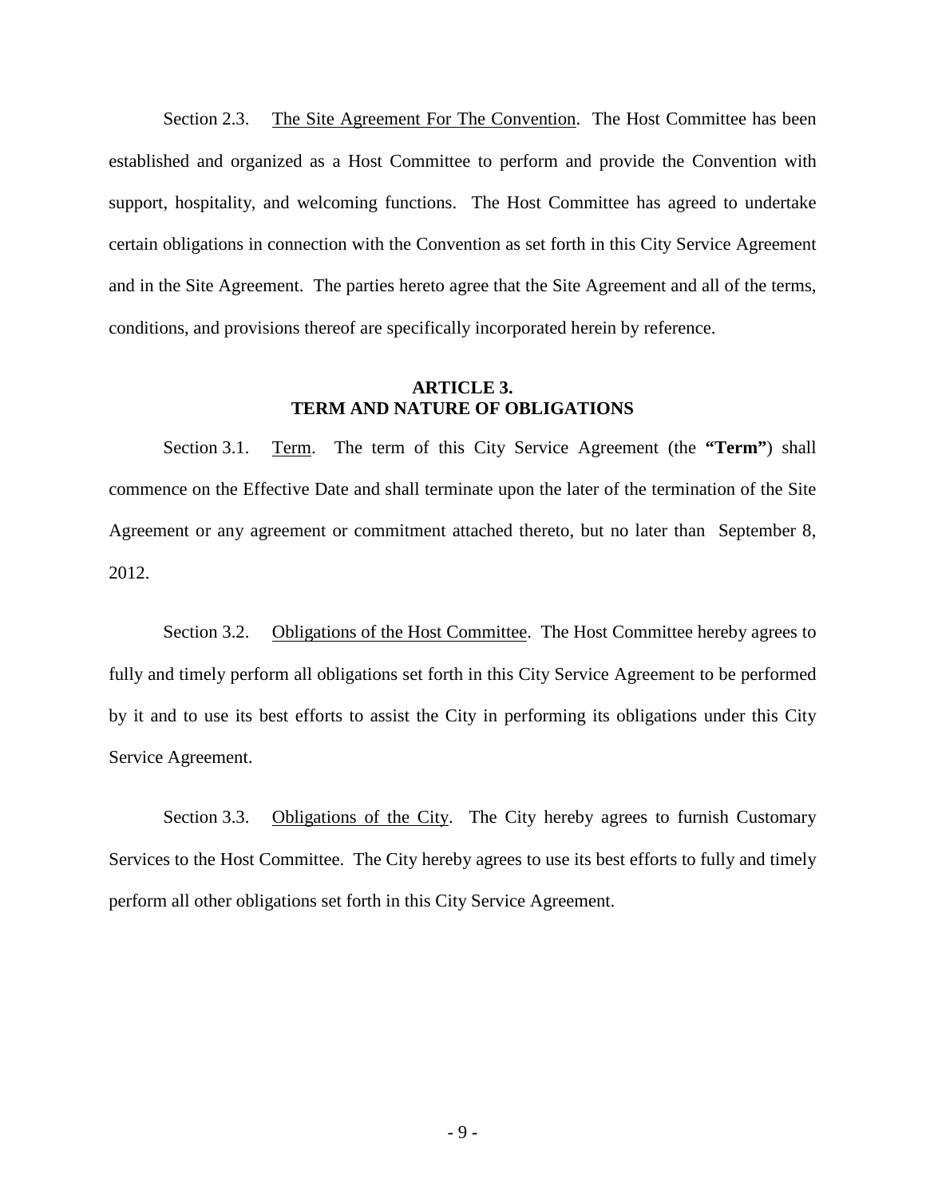Section 2.3. The Site Agreement For The Convention. The Host Committee has been established and organized as a Host Committee to perform and provide the Convention with support, hospitality, and welcoming functions. The Host Committee has agreed to undertake certain obligations in connection with the Convention as set forth in this City Service Agreement and in the Site Agreement. The parties hereto agree that the Site Agreement and all of the terms, conditions, and provisions thereof are specifically incorporated herein by reference.

## ARTICLE 3.
## TERM AND NATURE OF OBLIGATIONS

Section 3.1. Term. The term of this City Service Agreement (the **"Term"**) shall commence on the Effective Date and shall terminate upon the later of the termination of the Site Agreement or any agreement or commitment attached thereto, but no later than September 8, 2012.

Section 3.2. Obligations of the Host Committee. The Host Committee hereby agrees to fully and timely perform all obligations set forth in this City Service Agreement to be performed by it and to use its best efforts to assist the City in performing its obligations under this City Service Agreement.

Section 3.3. Obligations of the City. The City hereby agrees to furnish Customary Services to the Host Committee. The City hereby agrees to use its best efforts to fully and timely perform all other obligations set forth in this City Service Agreement.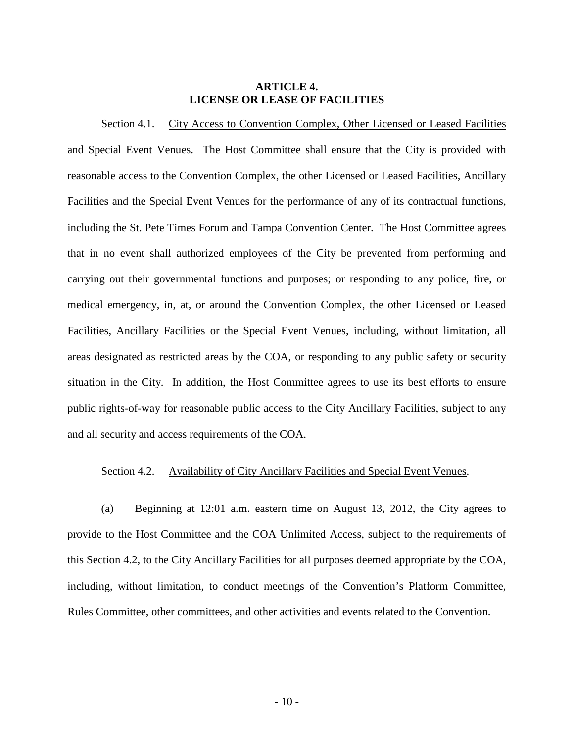## ARTICLE 4.
## LICENSE OR LEASE OF FACILITIES

Section 4.1. City Access to Convention Complex, Other Licensed or Leased Facilities and Special Event Venues. The Host Committee shall ensure that the City is provided with reasonable access to the Convention Complex, the other Licensed or Leased Facilities, Ancillary Facilities and the Special Event Venues for the performance of any of its contractual functions, including the St. Pete Times Forum and Tampa Convention Center. The Host Committee agrees that in no event shall authorized employees of the City be prevented from performing and carrying out their governmental functions and purposes; or responding to any police, fire, or medical emergency, in, at, or around the Convention Complex, the other Licensed or Leased Facilities, Ancillary Facilities or the Special Event Venues, including, without limitation, all areas designated as restricted areas by the COA, or responding to any public safety or security situation in the City. In addition, the Host Committee agrees to use its best efforts to ensure public rights-of-way for reasonable public access to the City Ancillary Facilities, subject to any and all security and access requirements of the COA.

Section 4.2. Availability of City Ancillary Facilities and Special Event Venues.

(a) Beginning at 12:01 a.m. eastern time on August 13, 2012, the City agrees to provide to the Host Committee and the COA Unlimited Access, subject to the requirements of this Section 4.2, to the City Ancillary Facilities for all purposes deemed appropriate by the COA, including, without limitation, to conduct meetings of the Convention's Platform Committee, Rules Committee, other committees, and other activities and events related to the Convention.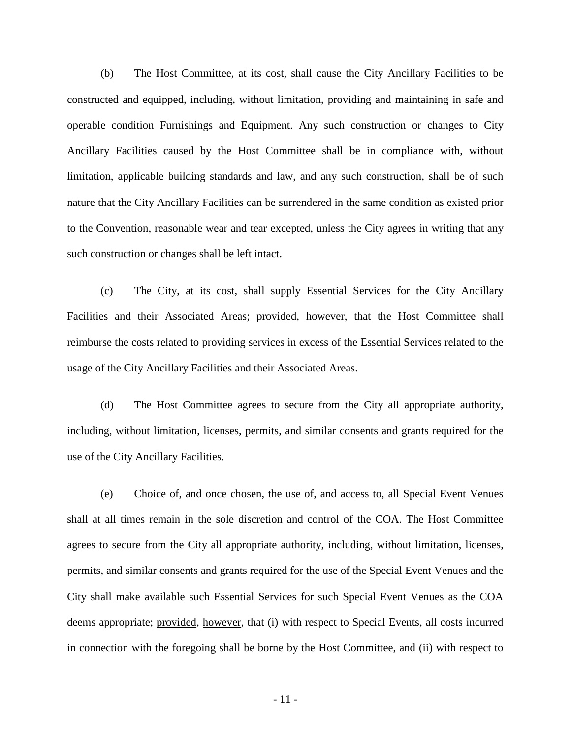(b) The Host Committee, at its cost, shall cause the City Ancillary Facilities to be constructed and equipped, including, without limitation, providing and maintaining in safe and operable condition Furnishings and Equipment. Any such construction or changes to City Ancillary Facilities caused by the Host Committee shall be in compliance with, without limitation, applicable building standards and law, and any such construction, shall be of such nature that the City Ancillary Facilities can be surrendered in the same condition as existed prior to the Convention, reasonable wear and tear excepted, unless the City agrees in writing that any such construction or changes shall be left intact.

(c) The City, at its cost, shall supply Essential Services for the City Ancillary Facilities and their Associated Areas; provided, however, that the Host Committee shall reimburse the costs related to providing services in excess of the Essential Services related to the usage of the City Ancillary Facilities and their Associated Areas.

(d) The Host Committee agrees to secure from the City all appropriate authority, including, without limitation, licenses, permits, and similar consents and grants required for the use of the City Ancillary Facilities.

(e) Choice of, and once chosen, the use of, and access to, all Special Event Venues shall at all times remain in the sole discretion and control of the COA. The Host Committee agrees to secure from the City all appropriate authority, including, without limitation, licenses, permits, and similar consents and grants required for the use of the Special Event Venues and the City shall make available such Essential Services for such Special Event Venues as the COA deems appropriate; provided, however, that (i) with respect to Special Events, all costs incurred in connection with the foregoing shall be borne by the Host Committee, and (ii) with respect to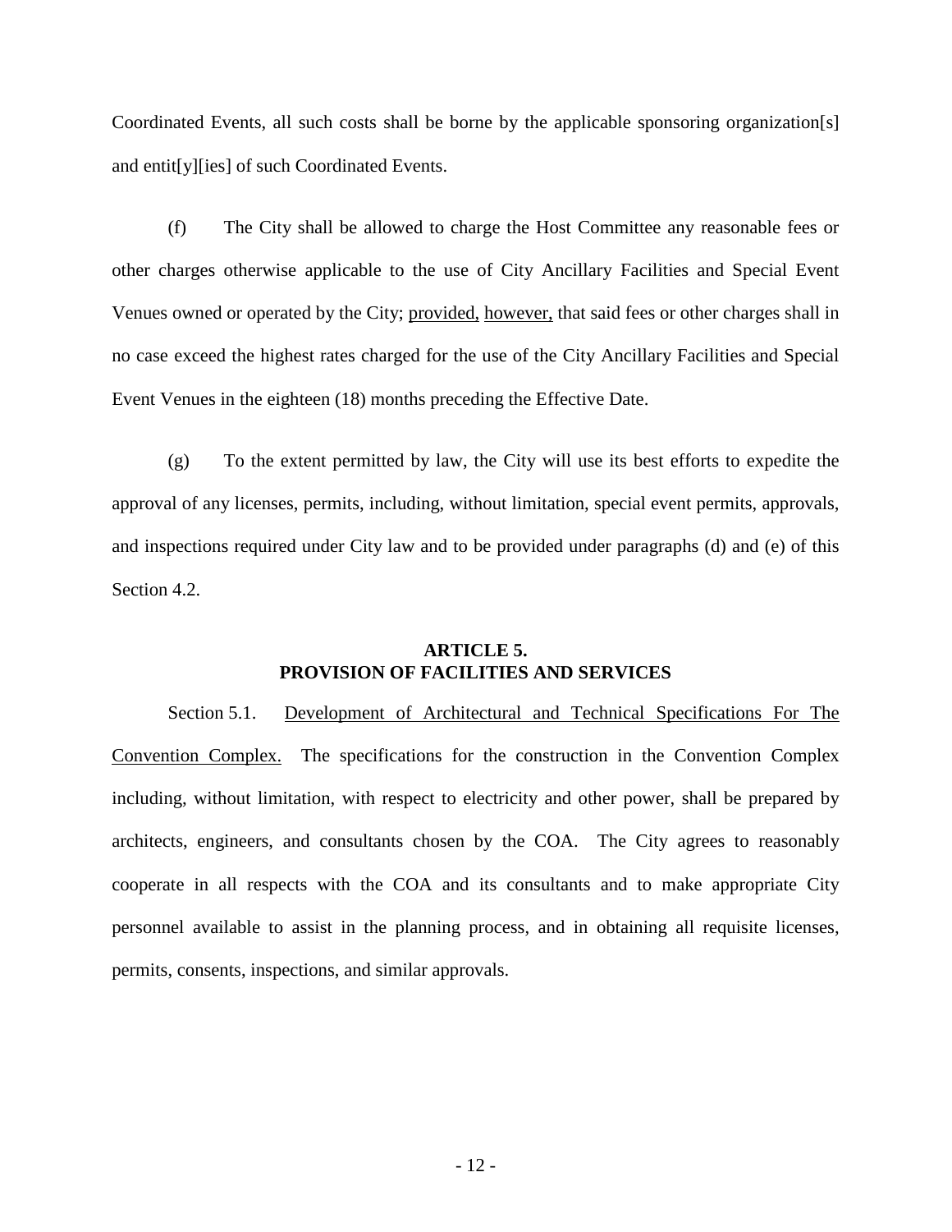Coordinated Events, all such costs shall be borne by the applicable sponsoring organization[s] and entit[y][ies] of such Coordinated Events.

(f) The City shall be allowed to charge the Host Committee any reasonable fees or other charges otherwise applicable to the use of City Ancillary Facilities and Special Event Venues owned or operated by the City; provided, however, that said fees or other charges shall in no case exceed the highest rates charged for the use of the City Ancillary Facilities and Special Event Venues in the eighteen (18) months preceding the Effective Date.

(g) To the extent permitted by law, the City will use its best efforts to expedite the approval of any licenses, permits, including, without limitation, special event permits, approvals, and inspections required under City law and to be provided under paragraphs (d) and (e) of this Section 4.2.

## ARTICLE 5.
## PROVISION OF FACILITIES AND SERVICES

Section 5.1. Development of Architectural and Technical Specifications For The Convention Complex. The specifications for the construction in the Convention Complex including, without limitation, with respect to electricity and other power, shall be prepared by architects, engineers, and consultants chosen by the COA. The City agrees to reasonably cooperate in all respects with the COA and its consultants and to make appropriate City personnel available to assist in the planning process, and in obtaining all requisite licenses, permits, consents, inspections, and similar approvals.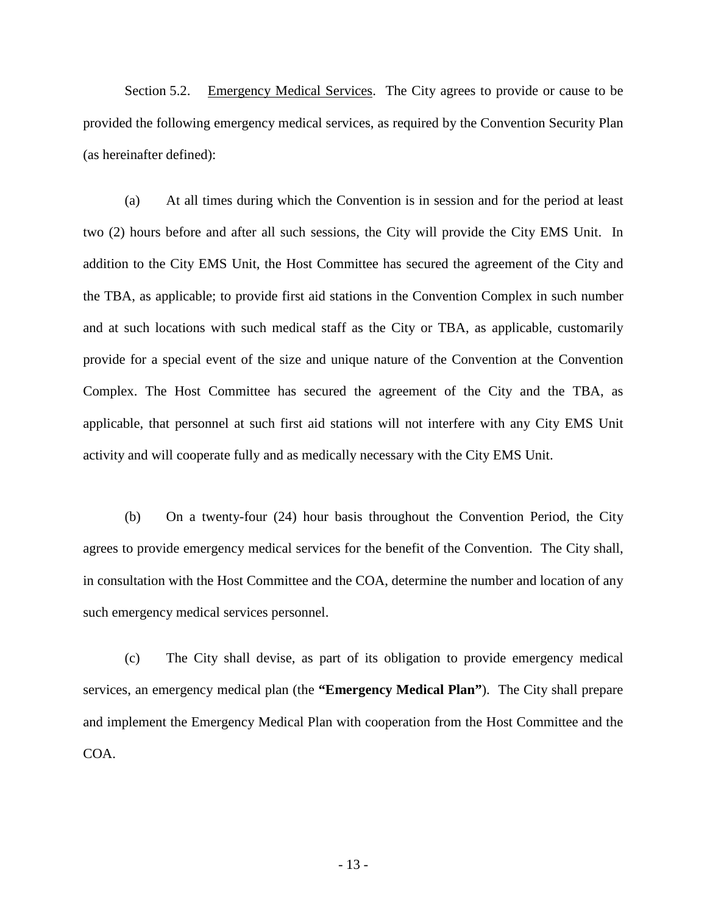Section 5.2. Emergency Medical Services. The City agrees to provide or cause to be provided the following emergency medical services, as required by the Convention Security Plan (as hereinafter defined):

(a) At all times during which the Convention is in session and for the period at least two (2) hours before and after all such sessions, the City will provide the City EMS Unit. In addition to the City EMS Unit, the Host Committee has secured the agreement of the City and the TBA, as applicable; to provide first aid stations in the Convention Complex in such number and at such locations with such medical staff as the City or TBA, as applicable, customarily provide for a special event of the size and unique nature of the Convention at the Convention Complex. The Host Committee has secured the agreement of the City and the TBA, as applicable, that personnel at such first aid stations will not interfere with any City EMS Unit activity and will cooperate fully and as medically necessary with the City EMS Unit.

(b) On a twenty-four (24) hour basis throughout the Convention Period, the City agrees to provide emergency medical services for the benefit of the Convention. The City shall, in consultation with the Host Committee and the COA, determine the number and location of any such emergency medical services personnel.

(c) The City shall devise, as part of its obligation to provide emergency medical services, an emergency medical plan (the **"Emergency Medical Plan"**). The City shall prepare and implement the Emergency Medical Plan with cooperation from the Host Committee and the COA.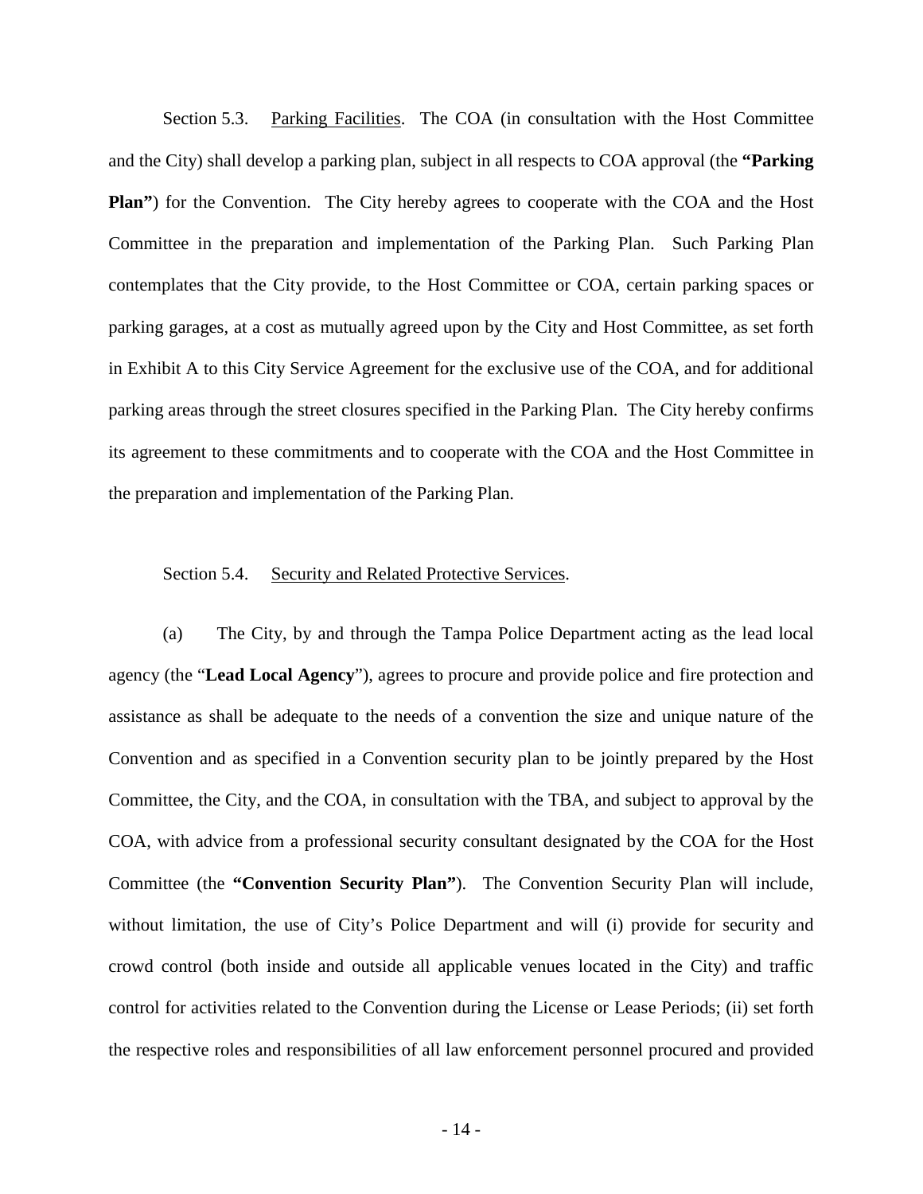Section 5.3. Parking Facilities. The COA (in consultation with the Host Committee and the City) shall develop a parking plan, subject in all respects to COA approval (the **"Parking Plan"**) for the Convention. The City hereby agrees to cooperate with the COA and the Host Committee in the preparation and implementation of the Parking Plan. Such Parking Plan contemplates that the City provide, to the Host Committee or COA, certain parking spaces or parking garages, at a cost as mutually agreed upon by the City and Host Committee, as set forth in Exhibit A to this City Service Agreement for the exclusive use of the COA, and for additional parking areas through the street closures specified in the Parking Plan. The City hereby confirms its agreement to these commitments and to cooperate with the COA and the Host Committee in the preparation and implementation of the Parking Plan.

Section 5.4. Security and Related Protective Services.

(a) The City, by and through the Tampa Police Department acting as the lead local agency (the "**Lead Local Agency**"), agrees to procure and provide police and fire protection and assistance as shall be adequate to the needs of a convention the size and unique nature of the Convention and as specified in a Convention security plan to be jointly prepared by the Host Committee, the City, and the COA, in consultation with the TBA, and subject to approval by the COA, with advice from a professional security consultant designated by the COA for the Host Committee (the **"Convention Security Plan"**). The Convention Security Plan will include, without limitation, the use of City's Police Department and will (i) provide for security and crowd control (both inside and outside all applicable venues located in the City) and traffic control for activities related to the Convention during the License or Lease Periods; (ii) set forth the respective roles and responsibilities of all law enforcement personnel procured and provided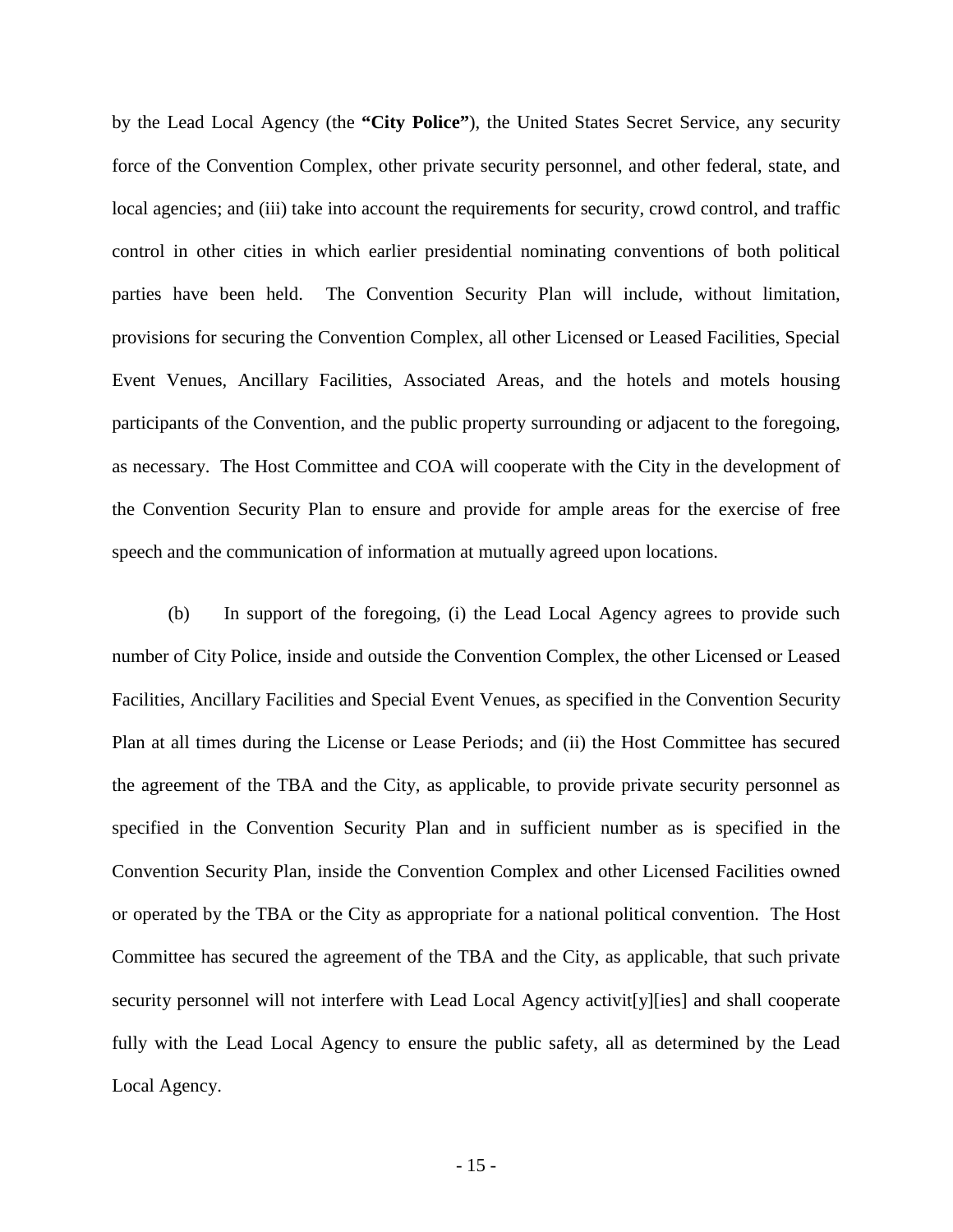by the Lead Local Agency (the **"City Police"**), the United States Secret Service, any security force of the Convention Complex, other private security personnel, and other federal, state, and local agencies; and (iii) take into account the requirements for security, crowd control, and traffic control in other cities in which earlier presidential nominating conventions of both political parties have been held. The Convention Security Plan will include, without limitation, provisions for securing the Convention Complex, all other Licensed or Leased Facilities, Special Event Venues, Ancillary Facilities, Associated Areas, and the hotels and motels housing participants of the Convention, and the public property surrounding or adjacent to the foregoing, as necessary. The Host Committee and COA will cooperate with the City in the development of the Convention Security Plan to ensure and provide for ample areas for the exercise of free speech and the communication of information at mutually agreed upon locations.

(b) In support of the foregoing, (i) the Lead Local Agency agrees to provide such number of City Police, inside and outside the Convention Complex, the other Licensed or Leased Facilities, Ancillary Facilities and Special Event Venues, as specified in the Convention Security Plan at all times during the License or Lease Periods; and (ii) the Host Committee has secured the agreement of the TBA and the City, as applicable, to provide private security personnel as specified in the Convention Security Plan and in sufficient number as is specified in the Convention Security Plan, inside the Convention Complex and other Licensed Facilities owned or operated by the TBA or the City as appropriate for a national political convention. The Host Committee has secured the agreement of the TBA and the City, as applicable, that such private security personnel will not interfere with Lead Local Agency activit[y][ies] and shall cooperate fully with the Lead Local Agency to ensure the public safety, all as determined by the Lead Local Agency.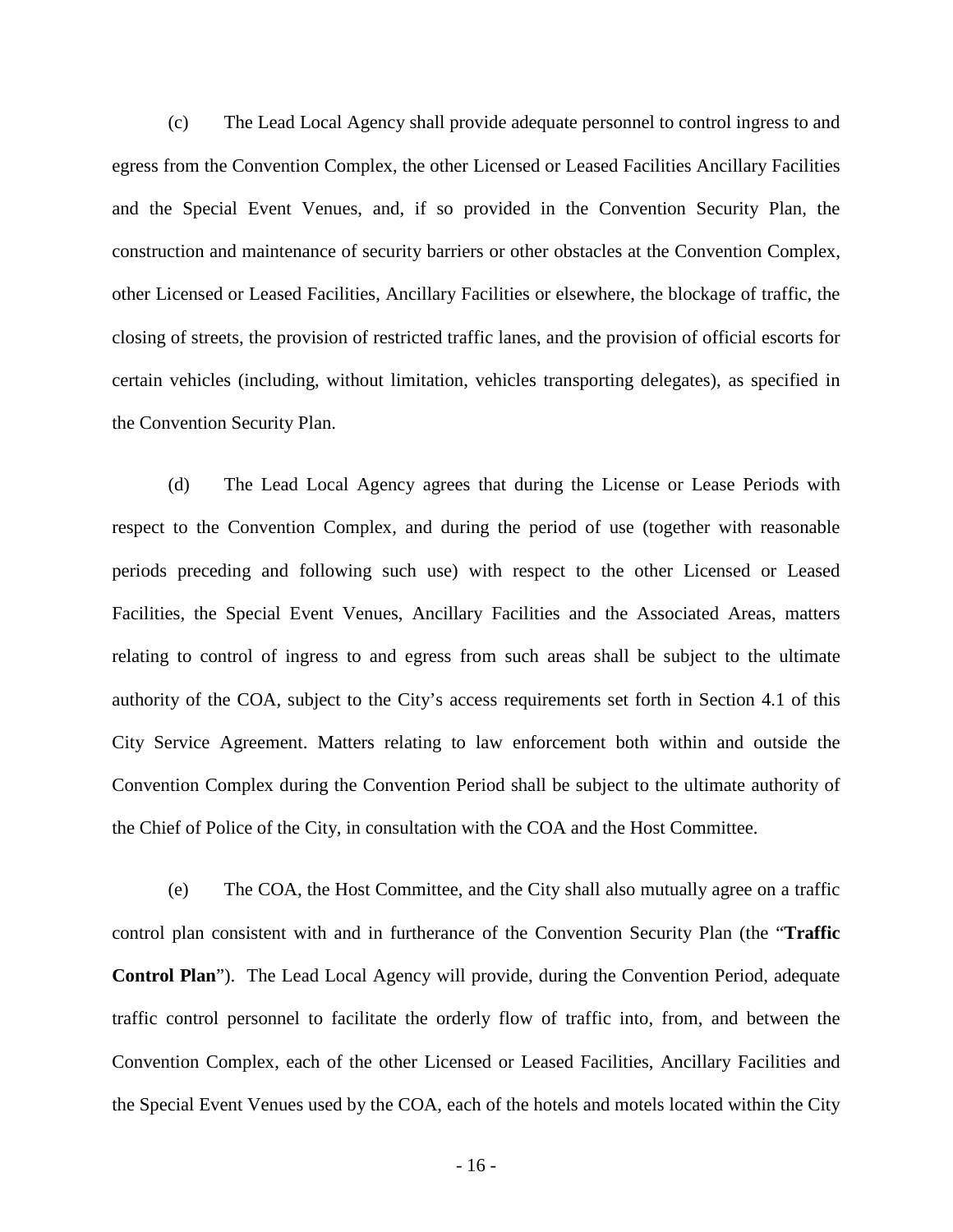(c) The Lead Local Agency shall provide adequate personnel to control ingress to and egress from the Convention Complex, the other Licensed or Leased Facilities Ancillary Facilities and the Special Event Venues, and, if so provided in the Convention Security Plan, the construction and maintenance of security barriers or other obstacles at the Convention Complex, other Licensed or Leased Facilities, Ancillary Facilities or elsewhere, the blockage of traffic, the closing of streets, the provision of restricted traffic lanes, and the provision of official escorts for certain vehicles (including, without limitation, vehicles transporting delegates), as specified in the Convention Security Plan.

(d) The Lead Local Agency agrees that during the License or Lease Periods with respect to the Convention Complex, and during the period of use (together with reasonable periods preceding and following such use) with respect to the other Licensed or Leased Facilities, the Special Event Venues, Ancillary Facilities and the Associated Areas, matters relating to control of ingress to and egress from such areas shall be subject to the ultimate authority of the COA, subject to the City's access requirements set forth in Section 4.1 of this City Service Agreement. Matters relating to law enforcement both within and outside the Convention Complex during the Convention Period shall be subject to the ultimate authority of the Chief of Police of the City, in consultation with the COA and the Host Committee.

(e) The COA, the Host Committee, and the City shall also mutually agree on a traffic control plan consistent with and in furtherance of the Convention Security Plan (the "**Traffic Control Plan**"). The Lead Local Agency will provide, during the Convention Period, adequate traffic control personnel to facilitate the orderly flow of traffic into, from, and between the Convention Complex, each of the other Licensed or Leased Facilities, Ancillary Facilities and the Special Event Venues used by the COA, each of the hotels and motels located within the City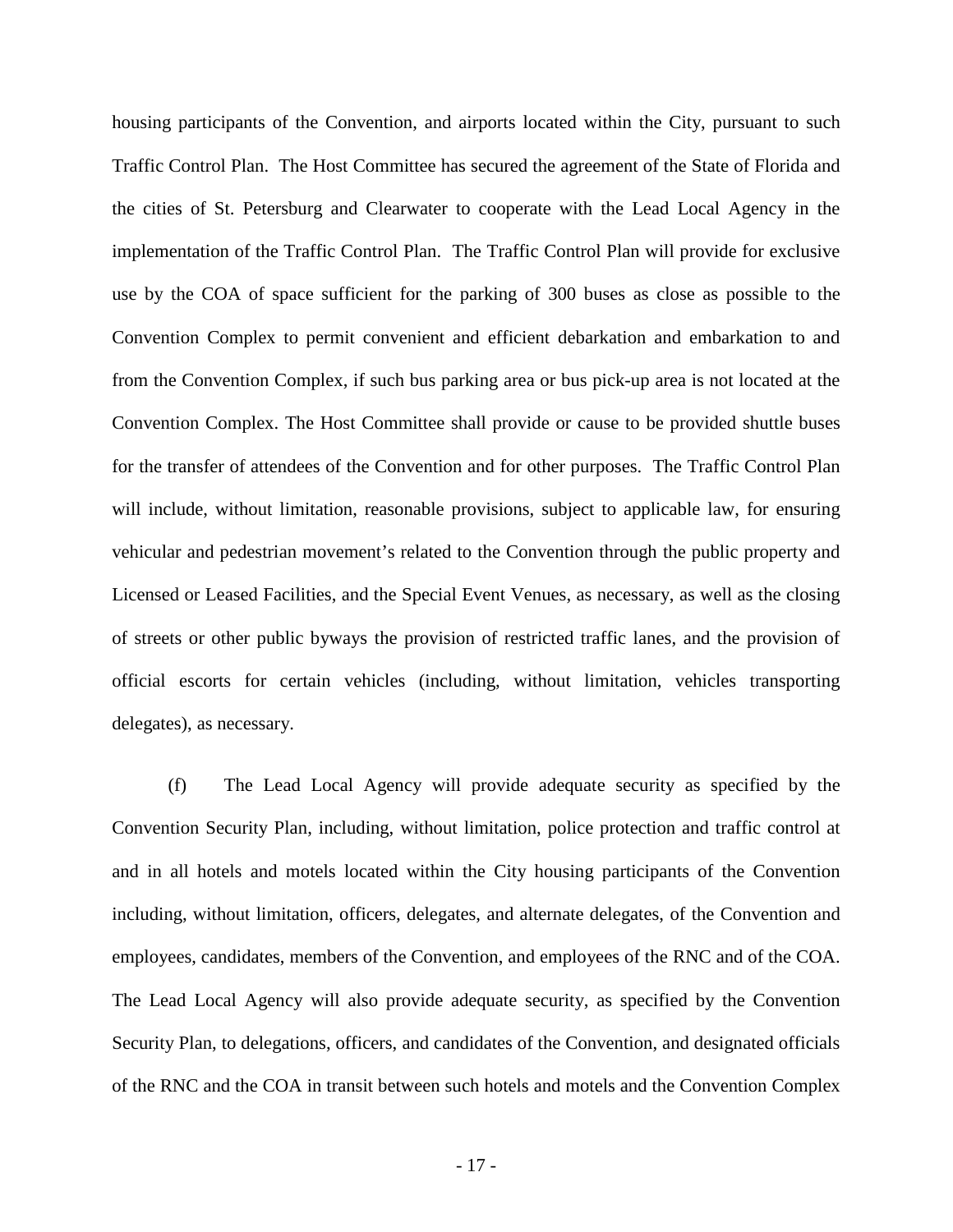housing participants of the Convention, and airports located within the City, pursuant to such Traffic Control Plan. The Host Committee has secured the agreement of the State of Florida and the cities of St. Petersburg and Clearwater to cooperate with the Lead Local Agency in the implementation of the Traffic Control Plan. The Traffic Control Plan will provide for exclusive use by the COA of space sufficient for the parking of 300 buses as close as possible to the Convention Complex to permit convenient and efficient debarkation and embarkation to and from the Convention Complex, if such bus parking area or bus pick-up area is not located at the Convention Complex. The Host Committee shall provide or cause to be provided shuttle buses for the transfer of attendees of the Convention and for other purposes. The Traffic Control Plan will include, without limitation, reasonable provisions, subject to applicable law, for ensuring vehicular and pedestrian movement's related to the Convention through the public property and Licensed or Leased Facilities, and the Special Event Venues, as necessary, as well as the closing of streets or other public byways the provision of restricted traffic lanes, and the provision of official escorts for certain vehicles (including, without limitation, vehicles transporting delegates), as necessary.

(f) The Lead Local Agency will provide adequate security as specified by the Convention Security Plan, including, without limitation, police protection and traffic control at and in all hotels and motels located within the City housing participants of the Convention including, without limitation, officers, delegates, and alternate delegates, of the Convention and employees, candidates, members of the Convention, and employees of the RNC and of the COA. The Lead Local Agency will also provide adequate security, as specified by the Convention Security Plan, to delegations, officers, and candidates of the Convention, and designated officials of the RNC and the COA in transit between such hotels and motels and the Convention Complex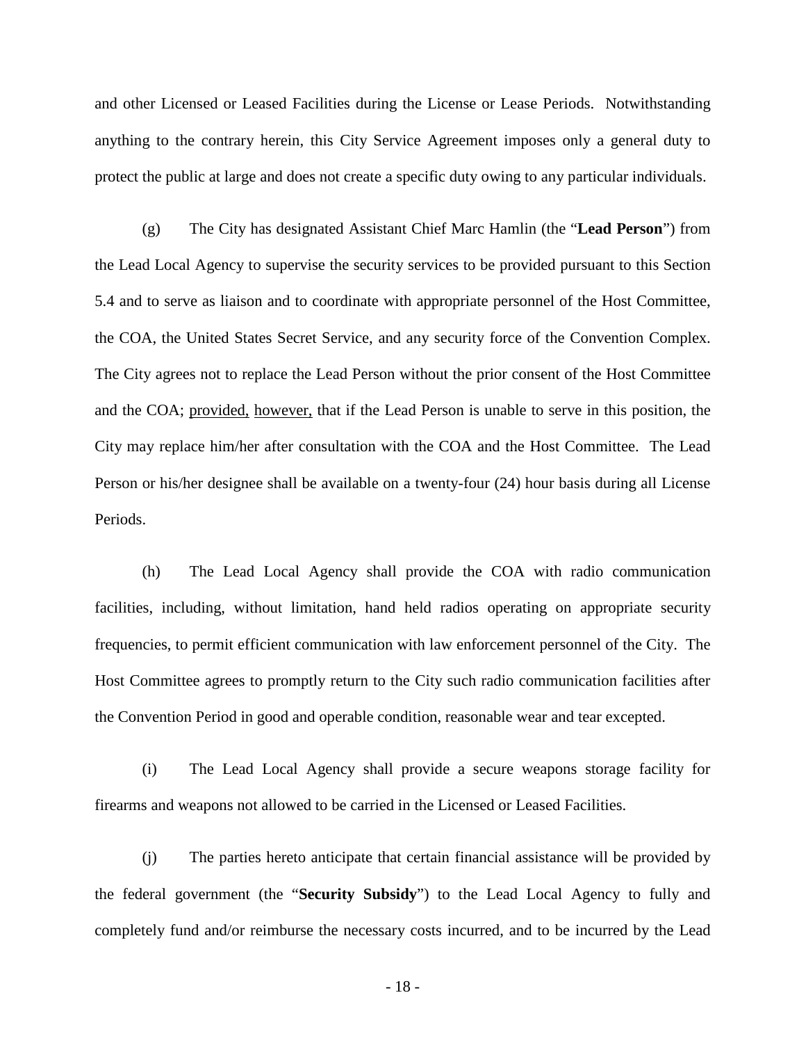and other Licensed or Leased Facilities during the License or Lease Periods. Notwithstanding anything to the contrary herein, this City Service Agreement imposes only a general duty to protect the public at large and does not create a specific duty owing to any particular individuals.

(g) The City has designated Assistant Chief Marc Hamlin (the "**Lead Person**") from the Lead Local Agency to supervise the security services to be provided pursuant to this Section 5.4 and to serve as liaison and to coordinate with appropriate personnel of the Host Committee, the COA, the United States Secret Service, and any security force of the Convention Complex. The City agrees not to replace the Lead Person without the prior consent of the Host Committee and the COA; provided, however, that if the Lead Person is unable to serve in this position, the City may replace him/her after consultation with the COA and the Host Committee. The Lead Person or his/her designee shall be available on a twenty-four (24) hour basis during all License Periods.

(h) The Lead Local Agency shall provide the COA with radio communication facilities, including, without limitation, hand held radios operating on appropriate security frequencies, to permit efficient communication with law enforcement personnel of the City. The Host Committee agrees to promptly return to the City such radio communication facilities after the Convention Period in good and operable condition, reasonable wear and tear excepted.

(i) The Lead Local Agency shall provide a secure weapons storage facility for firearms and weapons not allowed to be carried in the Licensed or Leased Facilities.

(j) The parties hereto anticipate that certain financial assistance will be provided by the federal government (the "**Security Subsidy**") to the Lead Local Agency to fully and completely fund and/or reimburse the necessary costs incurred, and to be incurred by the Lead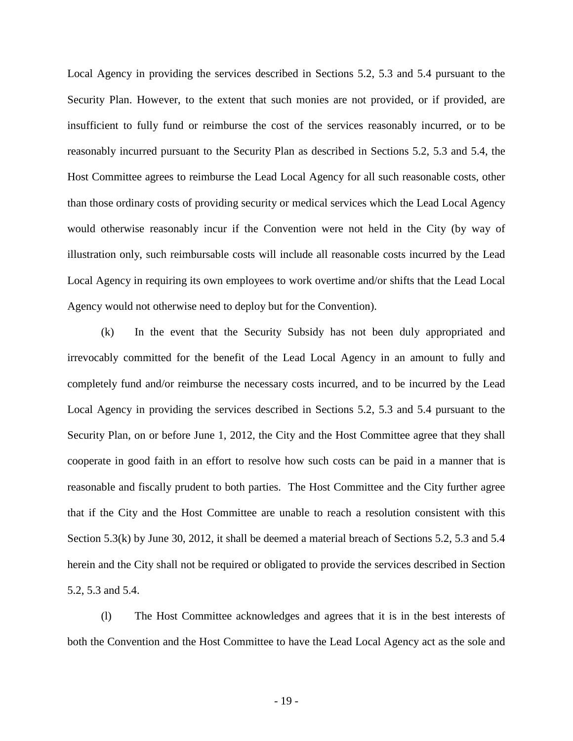Local Agency in providing the services described in Sections 5.2, 5.3 and 5.4 pursuant to the Security Plan. However, to the extent that such monies are not provided, or if provided, are insufficient to fully fund or reimburse the cost of the services reasonably incurred, or to be reasonably incurred pursuant to the Security Plan as described in Sections 5.2, 5.3 and 5.4, the Host Committee agrees to reimburse the Lead Local Agency for all such reasonable costs, other than those ordinary costs of providing security or medical services which the Lead Local Agency would otherwise reasonably incur if the Convention were not held in the City (by way of illustration only, such reimbursable costs will include all reasonable costs incurred by the Lead Local Agency in requiring its own employees to work overtime and/or shifts that the Lead Local Agency would not otherwise need to deploy but for the Convention).

(k) In the event that the Security Subsidy has not been duly appropriated and irrevocably committed for the benefit of the Lead Local Agency in an amount to fully and completely fund and/or reimburse the necessary costs incurred, and to be incurred by the Lead Local Agency in providing the services described in Sections 5.2, 5.3 and 5.4 pursuant to the Security Plan, on or before June 1, 2012, the City and the Host Committee agree that they shall cooperate in good faith in an effort to resolve how such costs can be paid in a manner that is reasonable and fiscally prudent to both parties. The Host Committee and the City further agree that if the City and the Host Committee are unable to reach a resolution consistent with this Section 5.3(k) by June 30, 2012, it shall be deemed a material breach of Sections 5.2, 5.3 and 5.4 herein and the City shall not be required or obligated to provide the services described in Section 5.2, 5.3 and 5.4.

(l) The Host Committee acknowledges and agrees that it is in the best interests of both the Convention and the Host Committee to have the Lead Local Agency act as the sole and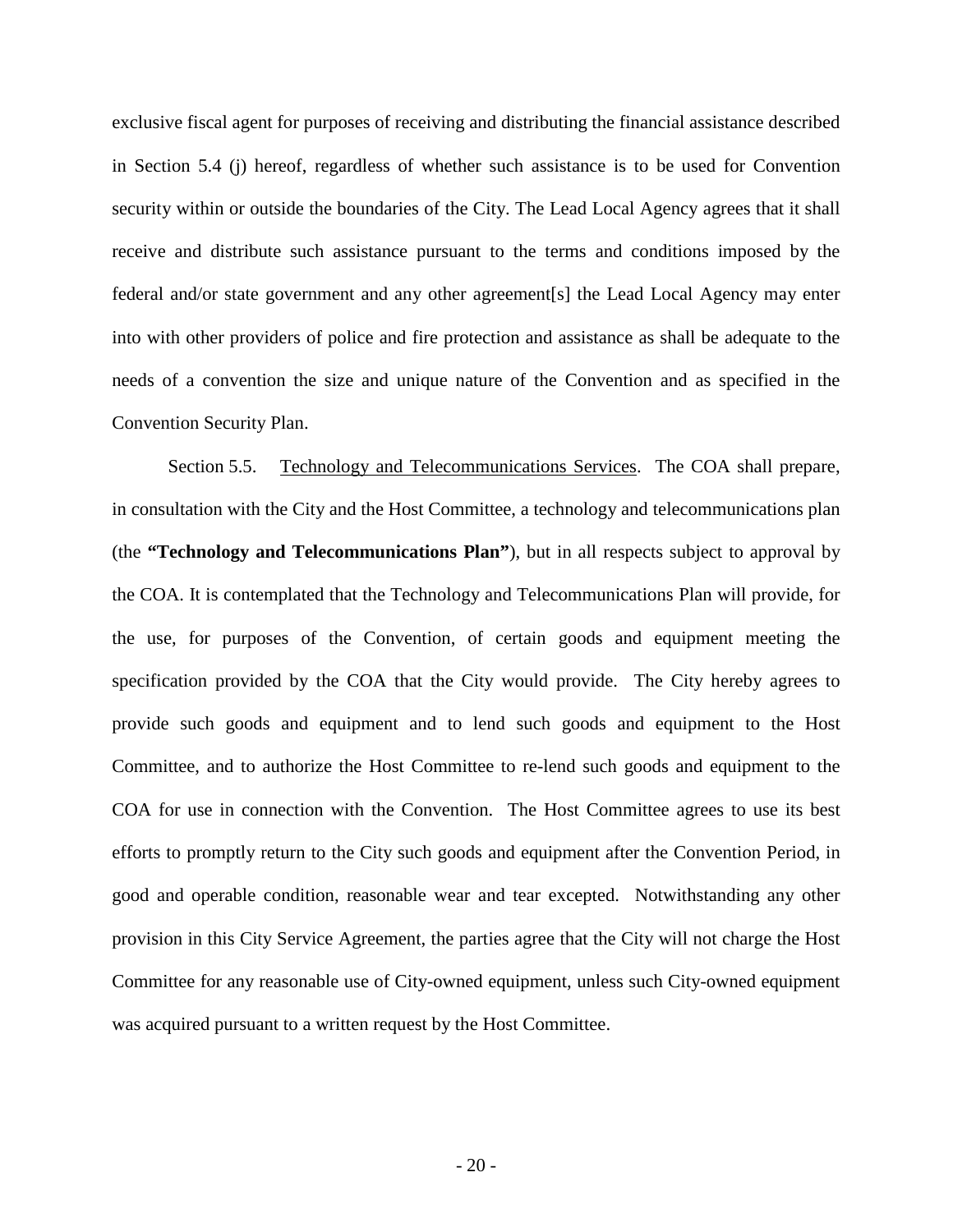exclusive fiscal agent for purposes of receiving and distributing the financial assistance described in Section 5.4 (j) hereof, regardless of whether such assistance is to be used for Convention security within or outside the boundaries of the City. The Lead Local Agency agrees that it shall receive and distribute such assistance pursuant to the terms and conditions imposed by the federal and/or state government and any other agreement[s] the Lead Local Agency may enter into with other providers of police and fire protection and assistance as shall be adequate to the needs of a convention the size and unique nature of the Convention and as specified in the Convention Security Plan.

Section 5.5. Technology and Telecommunications Services. The COA shall prepare, in consultation with the City and the Host Committee, a technology and telecommunications plan (the **"Technology and Telecommunications Plan"**), but in all respects subject to approval by the COA. It is contemplated that the Technology and Telecommunications Plan will provide, for the use, for purposes of the Convention, of certain goods and equipment meeting the specification provided by the COA that the City would provide. The City hereby agrees to provide such goods and equipment and to lend such goods and equipment to the Host Committee, and to authorize the Host Committee to re-lend such goods and equipment to the COA for use in connection with the Convention. The Host Committee agrees to use its best efforts to promptly return to the City such goods and equipment after the Convention Period, in good and operable condition, reasonable wear and tear excepted. Notwithstanding any other provision in this City Service Agreement, the parties agree that the City will not charge the Host Committee for any reasonable use of City-owned equipment, unless such City-owned equipment was acquired pursuant to a written request by the Host Committee.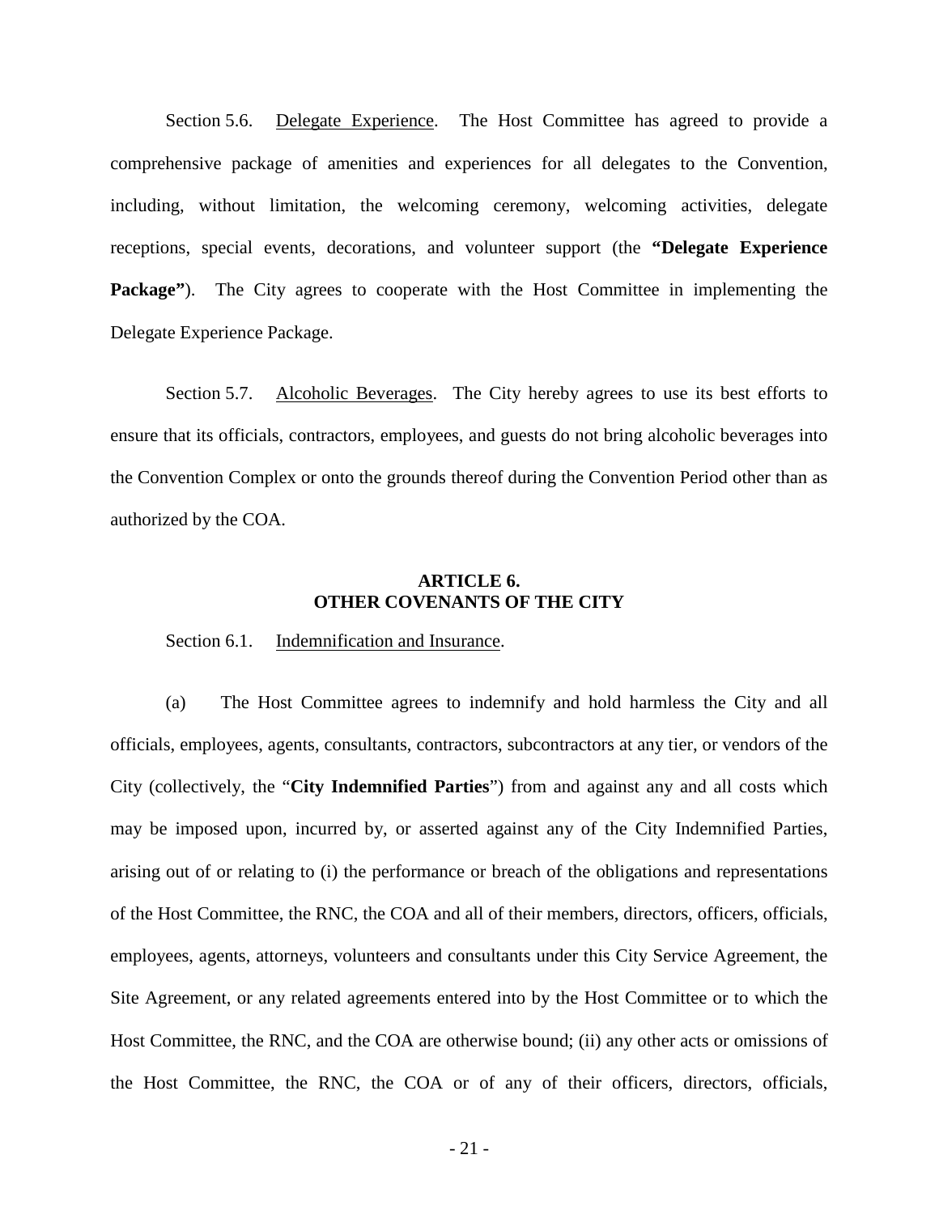Section 5.6. Delegate Experience. The Host Committee has agreed to provide a comprehensive package of amenities and experiences for all delegates to the Convention, including, without limitation, the welcoming ceremony, welcoming activities, delegate receptions, special events, decorations, and volunteer support (the **"Delegate Experience Package"**). The City agrees to cooperate with the Host Committee in implementing the Delegate Experience Package.

Section 5.7. Alcoholic Beverages. The City hereby agrees to use its best efforts to ensure that its officials, contractors, employees, and guests do not bring alcoholic beverages into the Convention Complex or onto the grounds thereof during the Convention Period other than as authorized by the COA.

## ARTICLE 6.
## OTHER COVENANTS OF THE CITY

Section 6.1. Indemnification and Insurance.

(a) The Host Committee agrees to indemnify and hold harmless the City and all officials, employees, agents, consultants, contractors, subcontractors at any tier, or vendors of the City (collectively, the "**City Indemnified Parties**") from and against any and all costs which may be imposed upon, incurred by, or asserted against any of the City Indemnified Parties, arising out of or relating to (i) the performance or breach of the obligations and representations of the Host Committee, the RNC, the COA and all of their members, directors, officers, officials, employees, agents, attorneys, volunteers and consultants under this City Service Agreement, the Site Agreement, or any related agreements entered into by the Host Committee or to which the Host Committee, the RNC, and the COA are otherwise bound; (ii) any other acts or omissions of the Host Committee, the RNC, the COA or of any of their officers, directors, officials,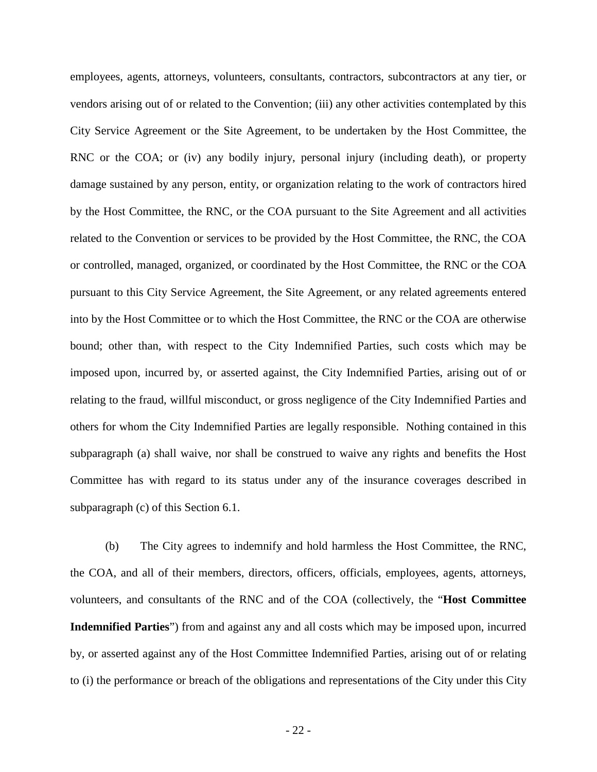employees, agents, attorneys, volunteers, consultants, contractors, subcontractors at any tier, or vendors arising out of or related to the Convention; (iii) any other activities contemplated by this City Service Agreement or the Site Agreement, to be undertaken by the Host Committee, the RNC or the COA; or (iv) any bodily injury, personal injury (including death), or property damage sustained by any person, entity, or organization relating to the work of contractors hired by the Host Committee, the RNC, or the COA pursuant to the Site Agreement and all activities related to the Convention or services to be provided by the Host Committee, the RNC, the COA or controlled, managed, organized, or coordinated by the Host Committee, the RNC or the COA pursuant to this City Service Agreement, the Site Agreement, or any related agreements entered into by the Host Committee or to which the Host Committee, the RNC or the COA are otherwise bound; other than, with respect to the City Indemnified Parties, such costs which may be imposed upon, incurred by, or asserted against, the City Indemnified Parties, arising out of or relating to the fraud, willful misconduct, or gross negligence of the City Indemnified Parties and others for whom the City Indemnified Parties are legally responsible. Nothing contained in this subparagraph (a) shall waive, nor shall be construed to waive any rights and benefits the Host Committee has with regard to its status under any of the insurance coverages described in subparagraph (c) of this Section 6.1.

(b) The City agrees to indemnify and hold harmless the Host Committee, the RNC, the COA, and all of their members, directors, officers, officials, employees, agents, attorneys, volunteers, and consultants of the RNC and of the COA (collectively, the "**Host Committee Indemnified Parties**") from and against any and all costs which may be imposed upon, incurred by, or asserted against any of the Host Committee Indemnified Parties, arising out of or relating to (i) the performance or breach of the obligations and representations of the City under this City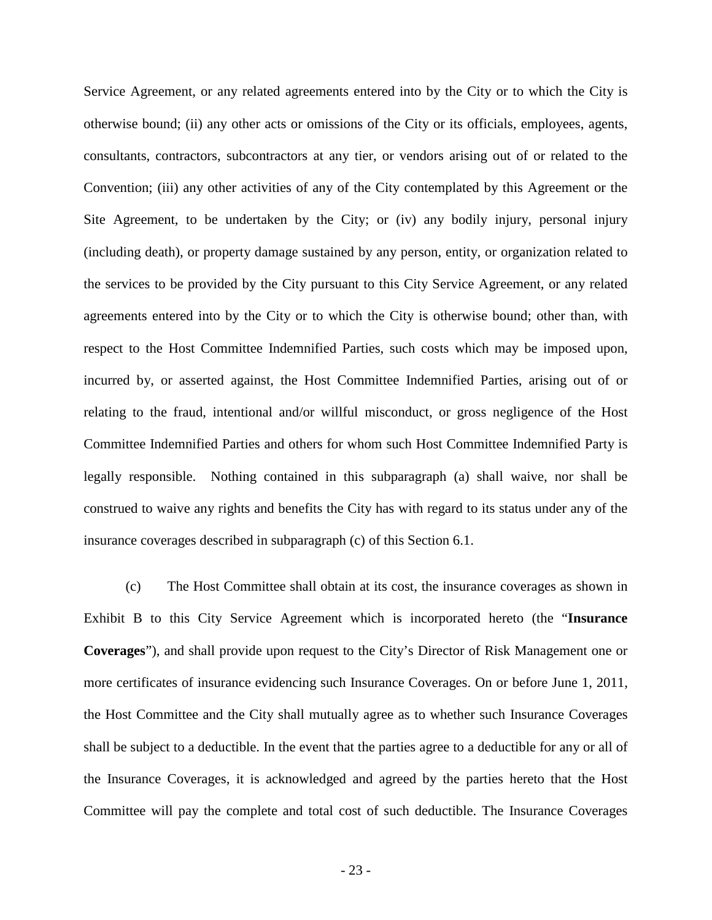Service Agreement, or any related agreements entered into by the City or to which the City is otherwise bound; (ii) any other acts or omissions of the City or its officials, employees, agents, consultants, contractors, subcontractors at any tier, or vendors arising out of or related to the Convention; (iii) any other activities of any of the City contemplated by this Agreement or the Site Agreement, to be undertaken by the City; or (iv) any bodily injury, personal injury (including death), or property damage sustained by any person, entity, or organization related to the services to be provided by the City pursuant to this City Service Agreement, or any related agreements entered into by the City or to which the City is otherwise bound; other than, with respect to the Host Committee Indemnified Parties, such costs which may be imposed upon, incurred by, or asserted against, the Host Committee Indemnified Parties, arising out of or relating to the fraud, intentional and/or willful misconduct, or gross negligence of the Host Committee Indemnified Parties and others for whom such Host Committee Indemnified Party is legally responsible. Nothing contained in this subparagraph (a) shall waive, nor shall be construed to waive any rights and benefits the City has with regard to its status under any of the insurance coverages described in subparagraph (c) of this Section 6.1.

(c) The Host Committee shall obtain at its cost, the insurance coverages as shown in Exhibit B to this City Service Agreement which is incorporated hereto (the "**Insurance Coverages**"), and shall provide upon request to the City's Director of Risk Management one or more certificates of insurance evidencing such Insurance Coverages. On or before June 1, 2011, the Host Committee and the City shall mutually agree as to whether such Insurance Coverages shall be subject to a deductible. In the event that the parties agree to a deductible for any or all of the Insurance Coverages, it is acknowledged and agreed by the parties hereto that the Host Committee will pay the complete and total cost of such deductible. The Insurance Coverages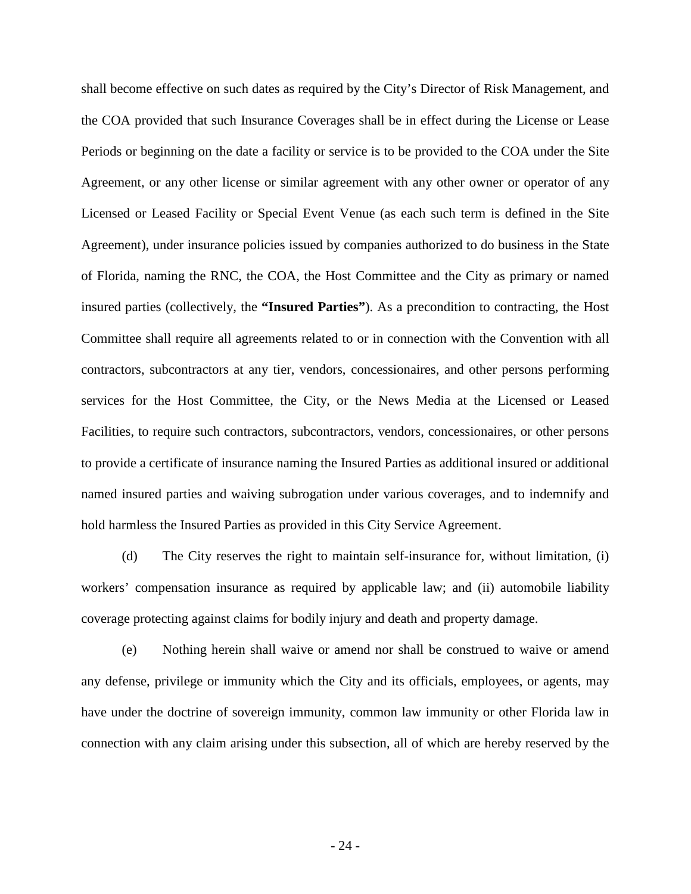shall become effective on such dates as required by the City's Director of Risk Management, and the COA provided that such Insurance Coverages shall be in effect during the License or Lease Periods or beginning on the date a facility or service is to be provided to the COA under the Site Agreement, or any other license or similar agreement with any other owner or operator of any Licensed or Leased Facility or Special Event Venue (as each such term is defined in the Site Agreement), under insurance policies issued by companies authorized to do business in the State of Florida, naming the RNC, the COA, the Host Committee and the City as primary or named insured parties (collectively, the **"Insured Parties"**). As a precondition to contracting, the Host Committee shall require all agreements related to or in connection with the Convention with all contractors, subcontractors at any tier, vendors, concessionaires, and other persons performing services for the Host Committee, the City, or the News Media at the Licensed or Leased Facilities, to require such contractors, subcontractors, vendors, concessionaires, or other persons to provide a certificate of insurance naming the Insured Parties as additional insured or additional named insured parties and waiving subrogation under various coverages, and to indemnify and hold harmless the Insured Parties as provided in this City Service Agreement.

(d) The City reserves the right to maintain self-insurance for, without limitation, (i) workers' compensation insurance as required by applicable law; and (ii) automobile liability coverage protecting against claims for bodily injury and death and property damage.

(e) Nothing herein shall waive or amend nor shall be construed to waive or amend any defense, privilege or immunity which the City and its officials, employees, or agents, may have under the doctrine of sovereign immunity, common law immunity or other Florida law in connection with any claim arising under this subsection, all of which are hereby reserved by the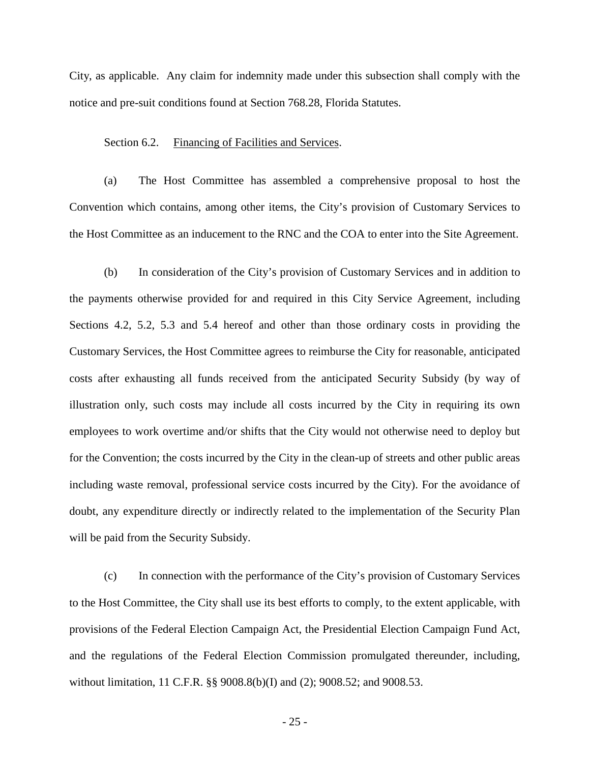City, as applicable. Any claim for indemnity made under this subsection shall comply with the notice and pre-suit conditions found at Section 768.28, Florida Statutes.

Section 6.2. Financing of Facilities and Services.

(a) The Host Committee has assembled a comprehensive proposal to host the Convention which contains, among other items, the City's provision of Customary Services to the Host Committee as an inducement to the RNC and the COA to enter into the Site Agreement.

(b) In consideration of the City's provision of Customary Services and in addition to the payments otherwise provided for and required in this City Service Agreement, including Sections 4.2, 5.2, 5.3 and 5.4 hereof and other than those ordinary costs in providing the Customary Services, the Host Committee agrees to reimburse the City for reasonable, anticipated costs after exhausting all funds received from the anticipated Security Subsidy (by way of illustration only, such costs may include all costs incurred by the City in requiring its own employees to work overtime and/or shifts that the City would not otherwise need to deploy but for the Convention; the costs incurred by the City in the clean-up of streets and other public areas including waste removal, professional service costs incurred by the City). For the avoidance of doubt, any expenditure directly or indirectly related to the implementation of the Security Plan will be paid from the Security Subsidy.

(c) In connection with the performance of the City's provision of Customary Services to the Host Committee, the City shall use its best efforts to comply, to the extent applicable, with provisions of the Federal Election Campaign Act, the Presidential Election Campaign Fund Act, and the regulations of the Federal Election Commission promulgated thereunder, including, without limitation, 11 C.F.R. §§ 9008.8(b)(I) and (2); 9008.52; and 9008.53.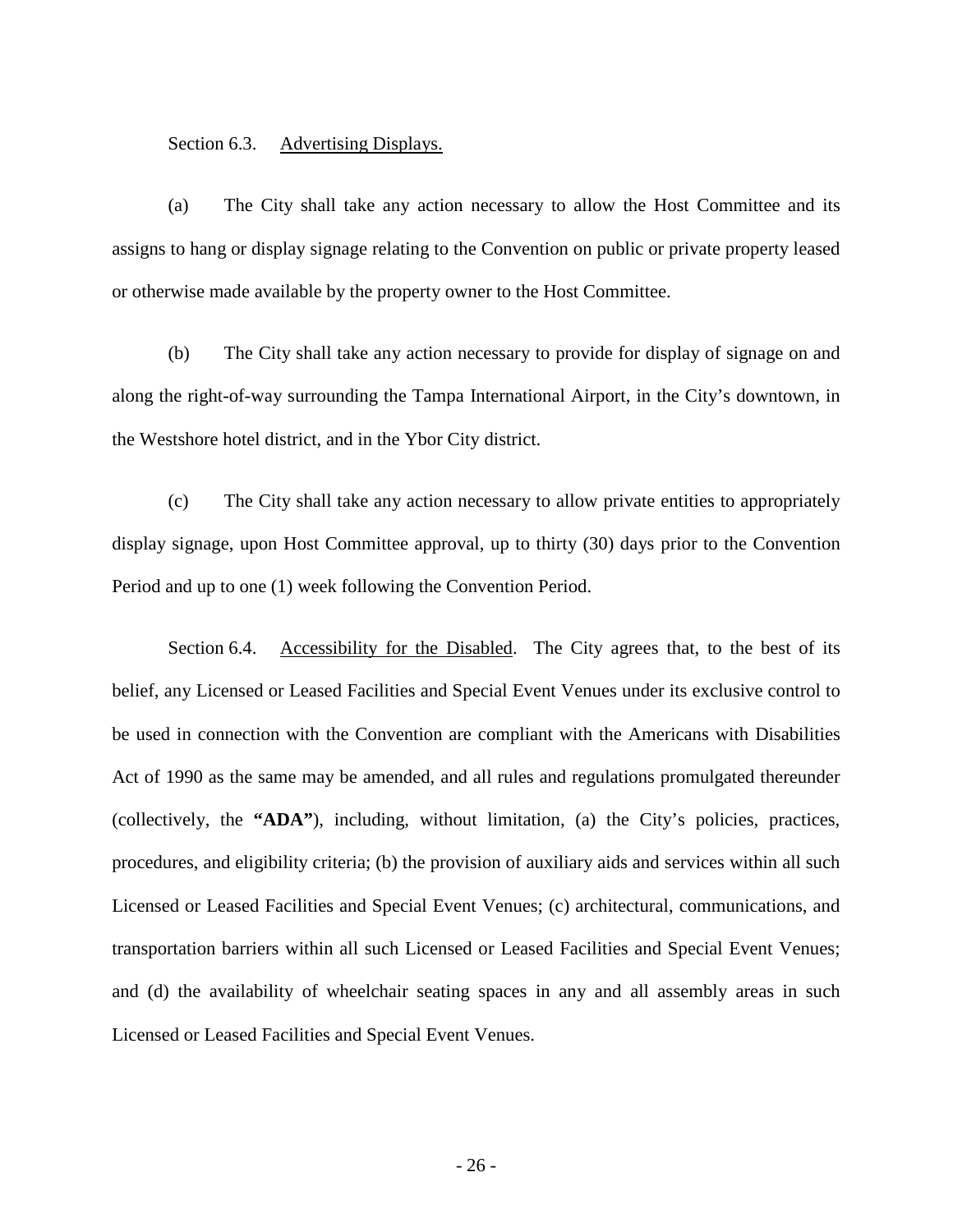Section 6.3. Advertising Displays.

(a) The City shall take any action necessary to allow the Host Committee and its assigns to hang or display signage relating to the Convention on public or private property leased or otherwise made available by the property owner to the Host Committee.

(b) The City shall take any action necessary to provide for display of signage on and along the right-of-way surrounding the Tampa International Airport, in the City's downtown, in the Westshore hotel district, and in the Ybor City district.

(c) The City shall take any action necessary to allow private entities to appropriately display signage, upon Host Committee approval, up to thirty (30) days prior to the Convention Period and up to one (1) week following the Convention Period.

Section 6.4. Accessibility for the Disabled. The City agrees that, to the best of its belief, any Licensed or Leased Facilities and Special Event Venues under its exclusive control to be used in connection with the Convention are compliant with the Americans with Disabilities Act of 1990 as the same may be amended, and all rules and regulations promulgated thereunder (collectively, the **"ADA"**), including, without limitation, (a) the City's policies, practices, procedures, and eligibility criteria; (b) the provision of auxiliary aids and services within all such Licensed or Leased Facilities and Special Event Venues; (c) architectural, communications, and transportation barriers within all such Licensed or Leased Facilities and Special Event Venues; and (d) the availability of wheelchair seating spaces in any and all assembly areas in such Licensed or Leased Facilities and Special Event Venues.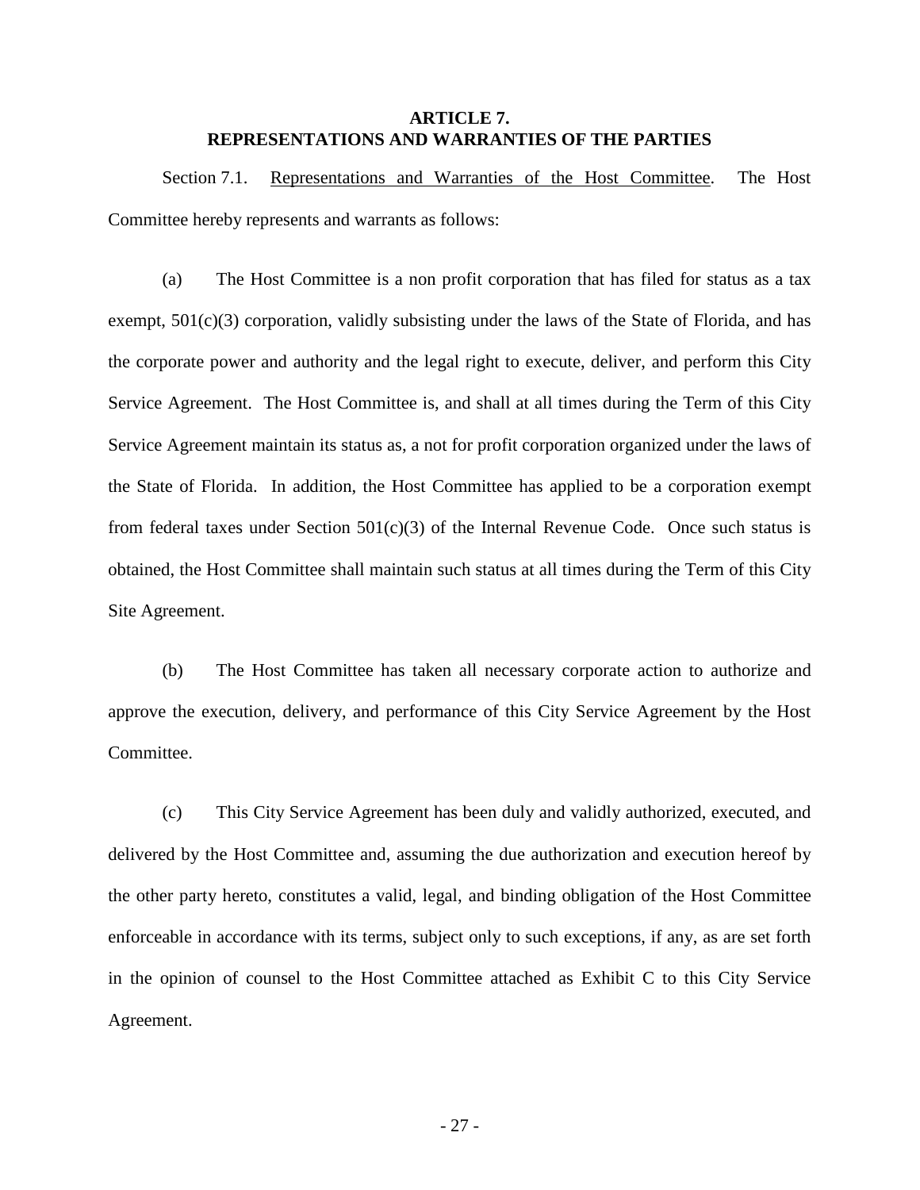## ARTICLE 7.
## REPRESENTATIONS AND WARRANTIES OF THE PARTIES

Section 7.1. Representations and Warranties of the Host Committee. The Host Committee hereby represents and warrants as follows:

(a) The Host Committee is a non profit corporation that has filed for status as a tax exempt, 501(c)(3) corporation, validly subsisting under the laws of the State of Florida, and has the corporate power and authority and the legal right to execute, deliver, and perform this City Service Agreement. The Host Committee is, and shall at all times during the Term of this City Service Agreement maintain its status as, a not for profit corporation organized under the laws of the State of Florida. In addition, the Host Committee has applied to be a corporation exempt from federal taxes under Section 501(c)(3) of the Internal Revenue Code. Once such status is obtained, the Host Committee shall maintain such status at all times during the Term of this City Site Agreement.

(b) The Host Committee has taken all necessary corporate action to authorize and approve the execution, delivery, and performance of this City Service Agreement by the Host Committee.

(c) This City Service Agreement has been duly and validly authorized, executed, and delivered by the Host Committee and, assuming the due authorization and execution hereof by the other party hereto, constitutes a valid, legal, and binding obligation of the Host Committee enforceable in accordance with its terms, subject only to such exceptions, if any, as are set forth in the opinion of counsel to the Host Committee attached as Exhibit C to this City Service Agreement.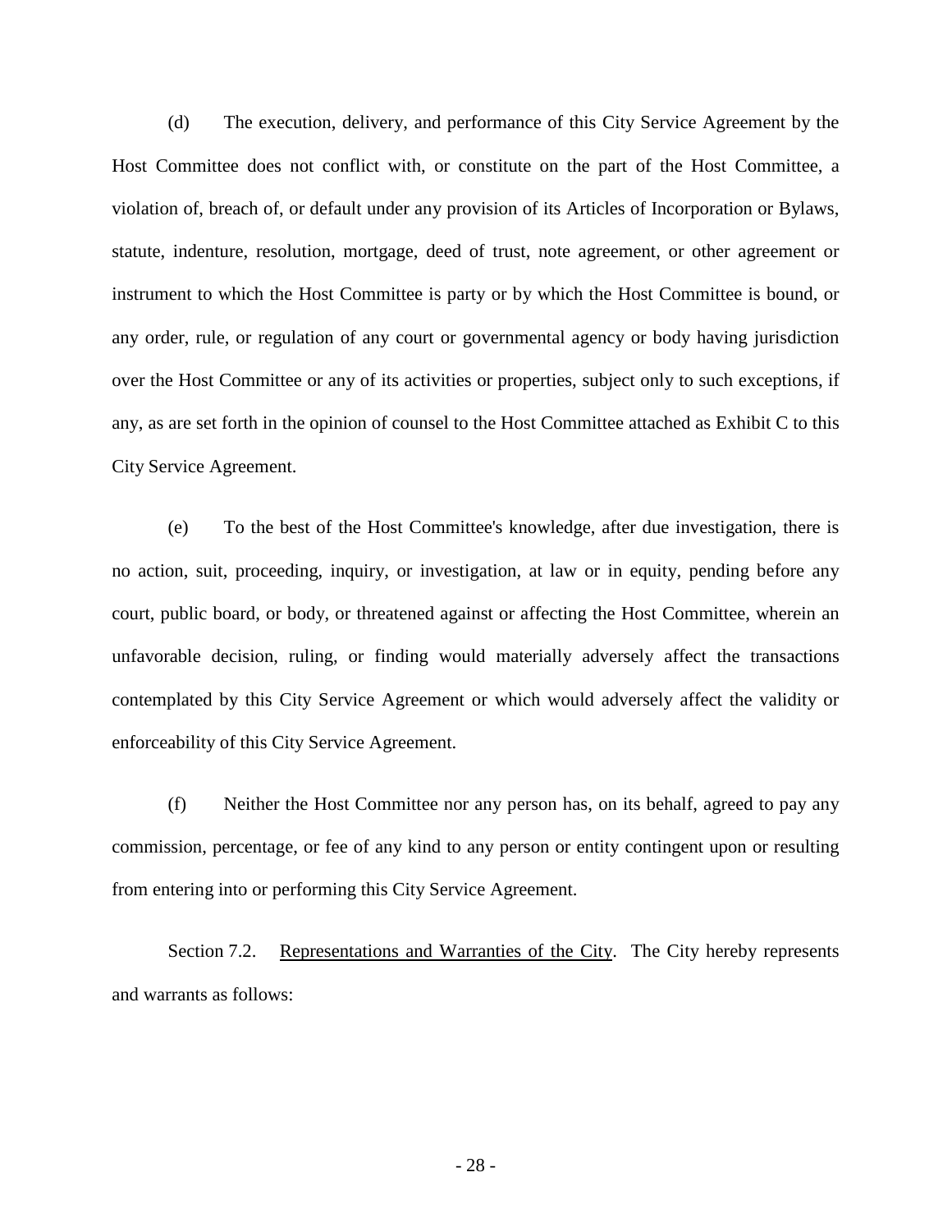(d) The execution, delivery, and performance of this City Service Agreement by the Host Committee does not conflict with, or constitute on the part of the Host Committee, a violation of, breach of, or default under any provision of its Articles of Incorporation or Bylaws, statute, indenture, resolution, mortgage, deed of trust, note agreement, or other agreement or instrument to which the Host Committee is party or by which the Host Committee is bound, or any order, rule, or regulation of any court or governmental agency or body having jurisdiction over the Host Committee or any of its activities or properties, subject only to such exceptions, if any, as are set forth in the opinion of counsel to the Host Committee attached as Exhibit C to this City Service Agreement.

(e) To the best of the Host Committee's knowledge, after due investigation, there is no action, suit, proceeding, inquiry, or investigation, at law or in equity, pending before any court, public board, or body, or threatened against or affecting the Host Committee, wherein an unfavorable decision, ruling, or finding would materially adversely affect the transactions contemplated by this City Service Agreement or which would adversely affect the validity or enforceability of this City Service Agreement.

(f) Neither the Host Committee nor any person has, on its behalf, agreed to pay any commission, percentage, or fee of any kind to any person or entity contingent upon or resulting from entering into or performing this City Service Agreement.

Section 7.2. Representations and Warranties of the City. The City hereby represents and warrants as follows: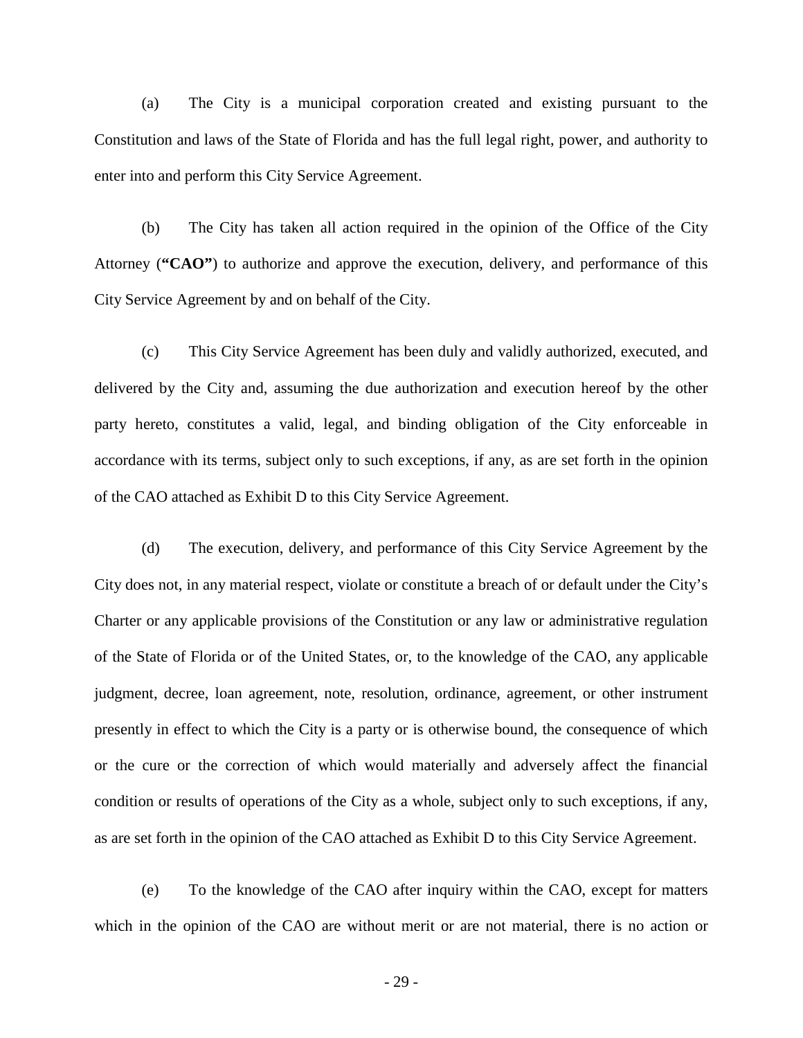(a) The City is a municipal corporation created and existing pursuant to the Constitution and laws of the State of Florida and has the full legal right, power, and authority to enter into and perform this City Service Agreement.

(b) The City has taken all action required in the opinion of the Office of the City Attorney (**"CAO"**) to authorize and approve the execution, delivery, and performance of this City Service Agreement by and on behalf of the City.

(c) This City Service Agreement has been duly and validly authorized, executed, and delivered by the City and, assuming the due authorization and execution hereof by the other party hereto, constitutes a valid, legal, and binding obligation of the City enforceable in accordance with its terms, subject only to such exceptions, if any, as are set forth in the opinion of the CAO attached as Exhibit D to this City Service Agreement.

(d) The execution, delivery, and performance of this City Service Agreement by the City does not, in any material respect, violate or constitute a breach of or default under the City's Charter or any applicable provisions of the Constitution or any law or administrative regulation of the State of Florida or of the United States, or, to the knowledge of the CAO, any applicable judgment, decree, loan agreement, note, resolution, ordinance, agreement, or other instrument presently in effect to which the City is a party or is otherwise bound, the consequence of which or the cure or the correction of which would materially and adversely affect the financial condition or results of operations of the City as a whole, subject only to such exceptions, if any, as are set forth in the opinion of the CAO attached as Exhibit D to this City Service Agreement.

(e) To the knowledge of the CAO after inquiry within the CAO, except for matters which in the opinion of the CAO are without merit or are not material, there is no action or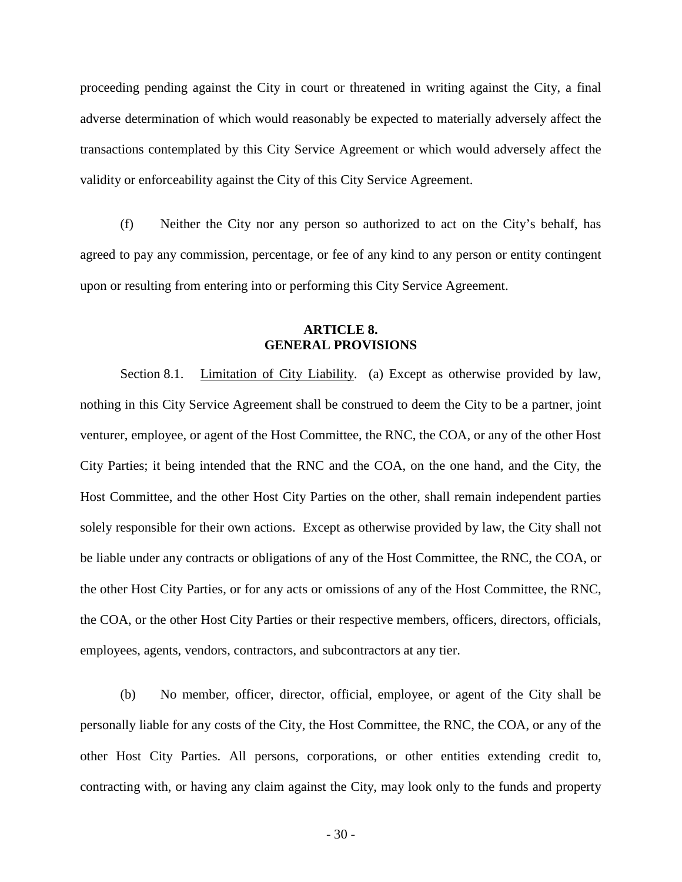proceeding pending against the City in court or threatened in writing against the City, a final adverse determination of which would reasonably be expected to materially adversely affect the transactions contemplated by this City Service Agreement or which would adversely affect the validity or enforceability against the City of this City Service Agreement.

(f) Neither the City nor any person so authorized to act on the City's behalf, has agreed to pay any commission, percentage, or fee of any kind to any person or entity contingent upon or resulting from entering into or performing this City Service Agreement.

## ARTICLE 8.
## GENERAL PROVISIONS

Section 8.1. Limitation of City Liability. (a) Except as otherwise provided by law, nothing in this City Service Agreement shall be construed to deem the City to be a partner, joint venturer, employee, or agent of the Host Committee, the RNC, the COA, or any of the other Host City Parties; it being intended that the RNC and the COA, on the one hand, and the City, the Host Committee, and the other Host City Parties on the other, shall remain independent parties solely responsible for their own actions. Except as otherwise provided by law, the City shall not be liable under any contracts or obligations of any of the Host Committee, the RNC, the COA, or the other Host City Parties, or for any acts or omissions of any of the Host Committee, the RNC, the COA, or the other Host City Parties or their respective members, officers, directors, officials, employees, agents, vendors, contractors, and subcontractors at any tier.

(b) No member, officer, director, official, employee, or agent of the City shall be personally liable for any costs of the City, the Host Committee, the RNC, the COA, or any of the other Host City Parties. All persons, corporations, or other entities extending credit to, contracting with, or having any claim against the City, may look only to the funds and property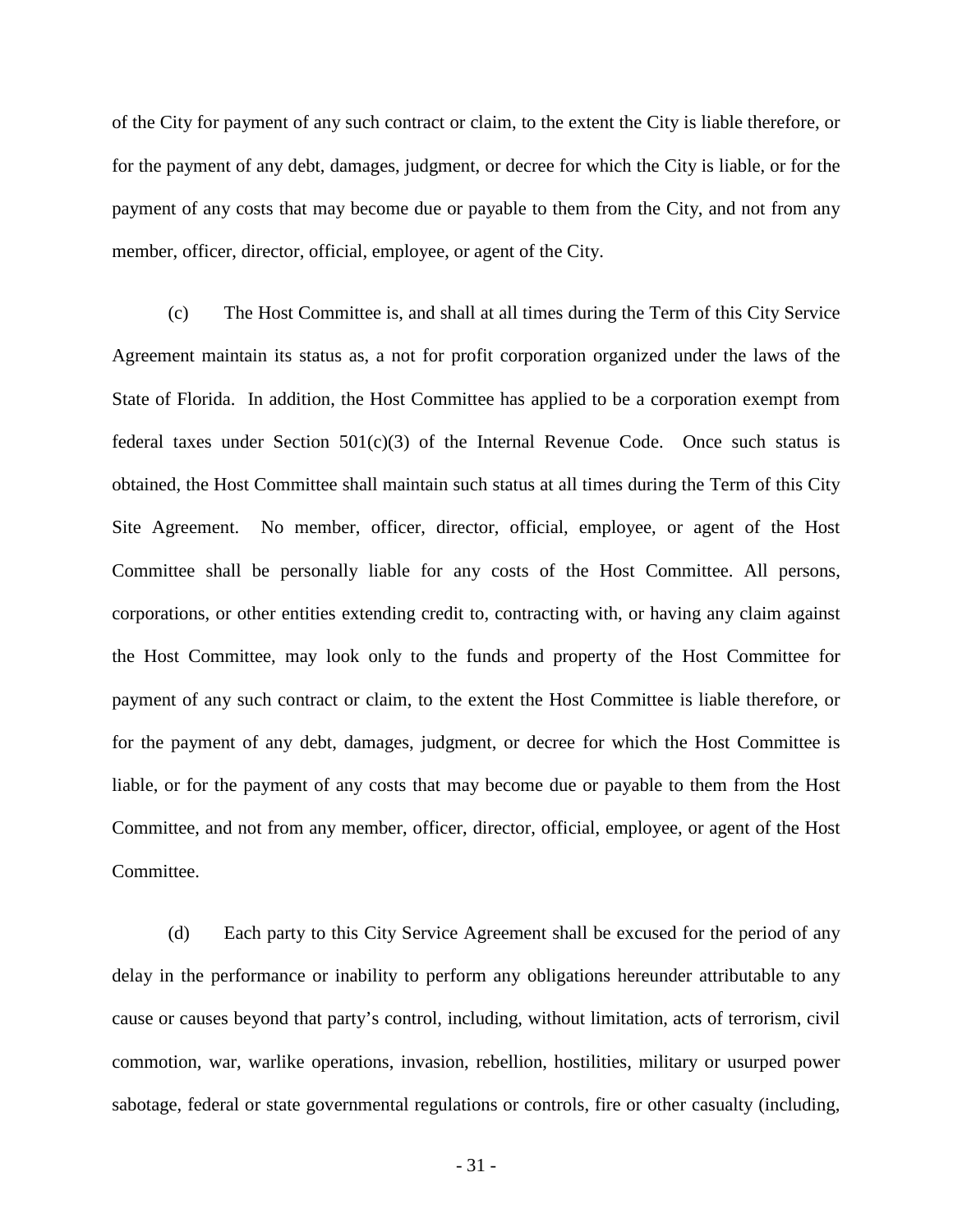of the City for payment of any such contract or claim, to the extent the City is liable therefore, or for the payment of any debt, damages, judgment, or decree for which the City is liable, or for the payment of any costs that may become due or payable to them from the City, and not from any member, officer, director, official, employee, or agent of the City.

(c) The Host Committee is, and shall at all times during the Term of this City Service Agreement maintain its status as, a not for profit corporation organized under the laws of the State of Florida. In addition, the Host Committee has applied to be a corporation exempt from federal taxes under Section 501(c)(3) of the Internal Revenue Code. Once such status is obtained, the Host Committee shall maintain such status at all times during the Term of this City Site Agreement. No member, officer, director, official, employee, or agent of the Host Committee shall be personally liable for any costs of the Host Committee. All persons, corporations, or other entities extending credit to, contracting with, or having any claim against the Host Committee, may look only to the funds and property of the Host Committee for payment of any such contract or claim, to the extent the Host Committee is liable therefore, or for the payment of any debt, damages, judgment, or decree for which the Host Committee is liable, or for the payment of any costs that may become due or payable to them from the Host Committee, and not from any member, officer, director, official, employee, or agent of the Host Committee.

(d) Each party to this City Service Agreement shall be excused for the period of any delay in the performance or inability to perform any obligations hereunder attributable to any cause or causes beyond that party's control, including, without limitation, acts of terrorism, civil commotion, war, warlike operations, invasion, rebellion, hostilities, military or usurped power sabotage, federal or state governmental regulations or controls, fire or other casualty (including,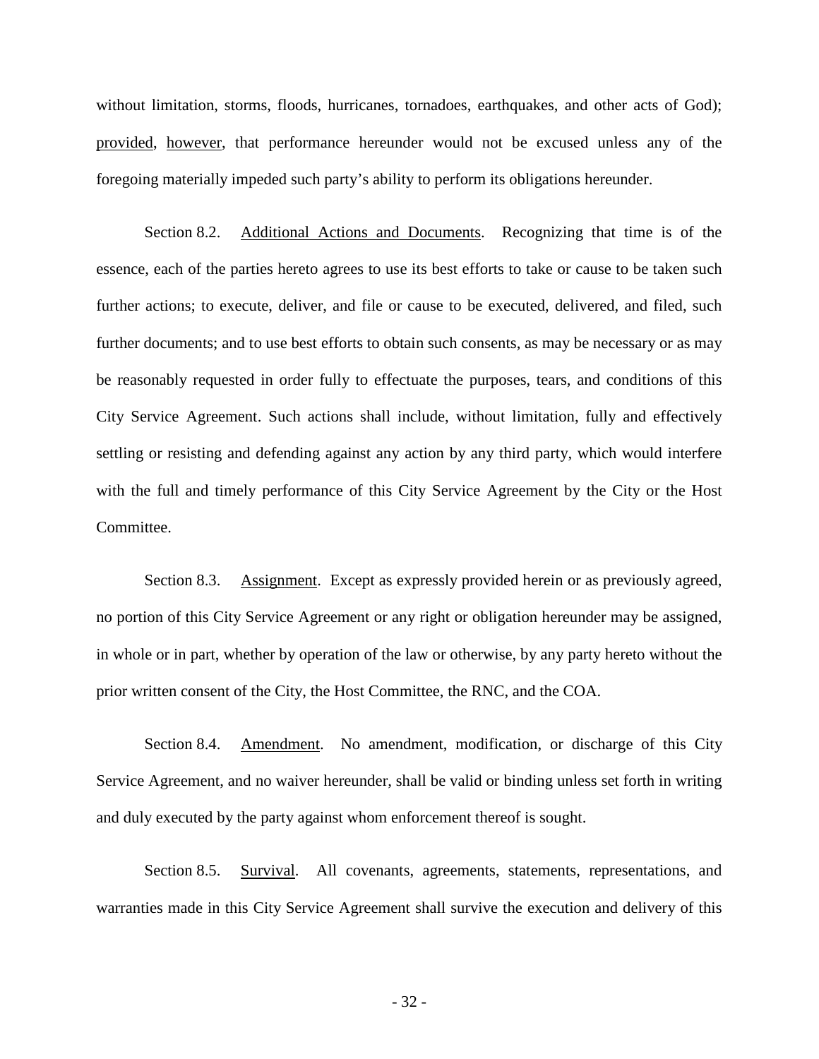without limitation, storms, floods, hurricanes, tornadoes, earthquakes, and other acts of God); provided, however, that performance hereunder would not be excused unless any of the foregoing materially impeded such party's ability to perform its obligations hereunder.

Section 8.2. Additional Actions and Documents. Recognizing that time is of the essence, each of the parties hereto agrees to use its best efforts to take or cause to be taken such further actions; to execute, deliver, and file or cause to be executed, delivered, and filed, such further documents; and to use best efforts to obtain such consents, as may be necessary or as may be reasonably requested in order fully to effectuate the purposes, tears, and conditions of this City Service Agreement. Such actions shall include, without limitation, fully and effectively settling or resisting and defending against any action by any third party, which would interfere with the full and timely performance of this City Service Agreement by the City or the Host Committee.

Section 8.3. Assignment. Except as expressly provided herein or as previously agreed, no portion of this City Service Agreement or any right or obligation hereunder may be assigned, in whole or in part, whether by operation of the law or otherwise, by any party hereto without the prior written consent of the City, the Host Committee, the RNC, and the COA.

Section 8.4. Amendment. No amendment, modification, or discharge of this City Service Agreement, and no waiver hereunder, shall be valid or binding unless set forth in writing and duly executed by the party against whom enforcement thereof is sought.

Section 8.5. Survival. All covenants, agreements, statements, representations, and warranties made in this City Service Agreement shall survive the execution and delivery of this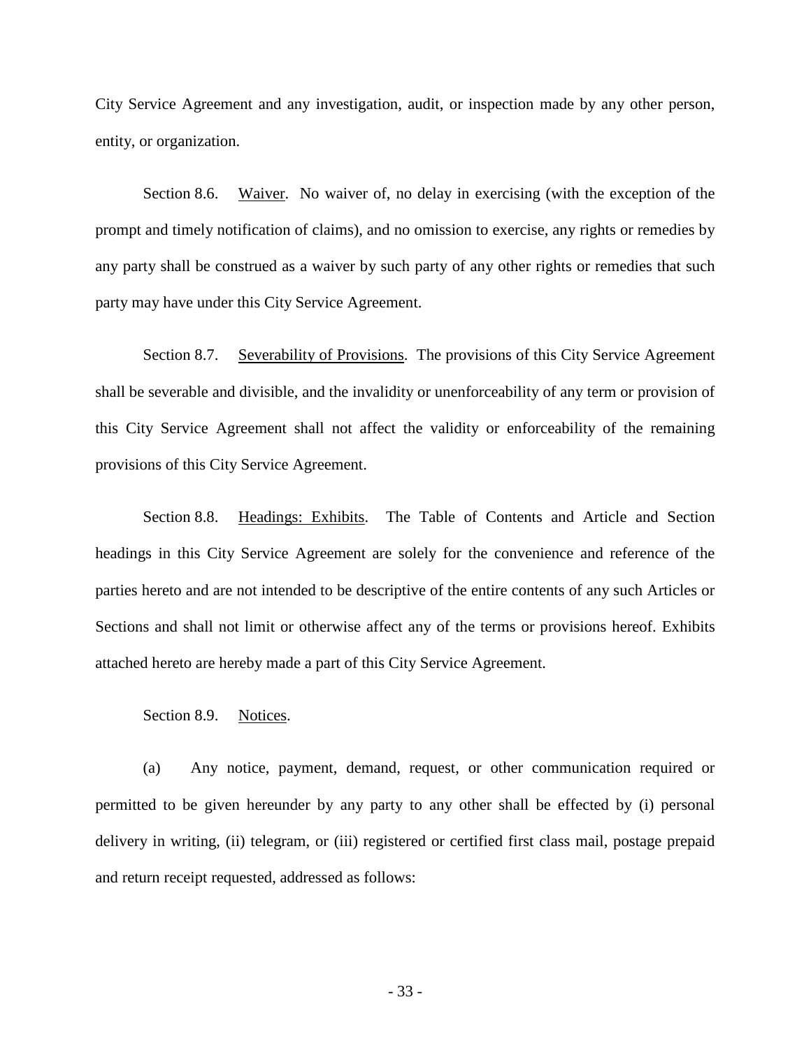City Service Agreement and any investigation, audit, or inspection made by any other person, entity, or organization.

Section 8.6. Waiver. No waiver of, no delay in exercising (with the exception of the prompt and timely notification of claims), and no omission to exercise, any rights or remedies by any party shall be construed as a waiver by such party of any other rights or remedies that such party may have under this City Service Agreement.

Section 8.7. Severability of Provisions. The provisions of this City Service Agreement shall be severable and divisible, and the invalidity or unenforceability of any term or provision of this City Service Agreement shall not affect the validity or enforceability of the remaining provisions of this City Service Agreement.

Section 8.8. Headings: Exhibits. The Table of Contents and Article and Section headings in this City Service Agreement are solely for the convenience and reference of the parties hereto and are not intended to be descriptive of the entire contents of any such Articles or Sections and shall not limit or otherwise affect any of the terms or provisions hereof. Exhibits attached hereto are hereby made a part of this City Service Agreement.

Section 8.9. Notices.

(a) Any notice, payment, demand, request, or other communication required or permitted to be given hereunder by any party to any other shall be effected by (i) personal delivery in writing, (ii) telegram, or (iii) registered or certified first class mail, postage prepaid and return receipt requested, addressed as follows: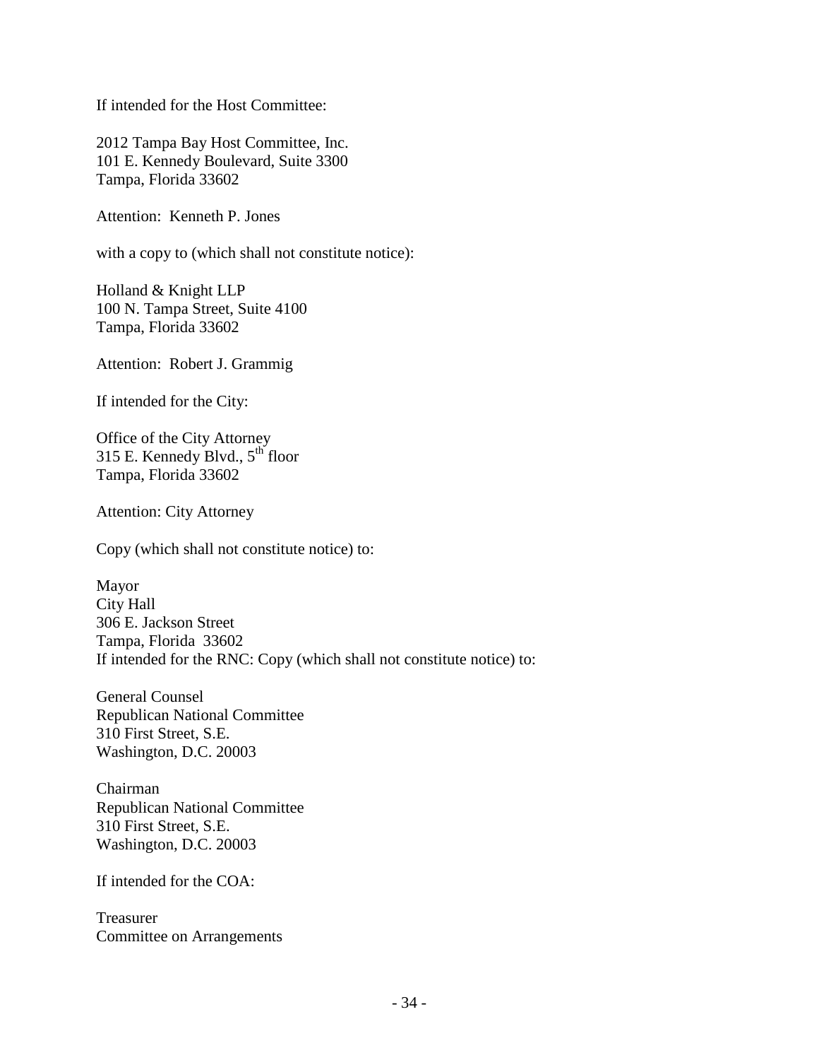If intended for the Host Committee:

2012 Tampa Bay Host Committee, Inc.
101 E. Kennedy Boulevard, Suite 3300
Tampa, Florida 33602

Attention: Kenneth P. Jones

with a copy to (which shall not constitute notice):

Holland & Knight LLP
100 N. Tampa Street, Suite 4100
Tampa, Florida 33602

Attention: Robert J. Grammig

If intended for the City:

Office of the City Attorney
315 E. Kennedy Blvd., 5th floor
Tampa, Florida 33602

Attention: City Attorney

Copy (which shall not constitute notice) to:

Mayor
City Hall
306 E. Jackson Street
Tampa, Florida 33602
If intended for the RNC: Copy (which shall not constitute notice) to:

General Counsel
Republican National Committee
310 First Street, S.E.
Washington, D.C. 20003

Chairman
Republican National Committee
310 First Street, S.E.
Washington, D.C. 20003

If intended for the COA:

Treasurer
Committee on Arrangements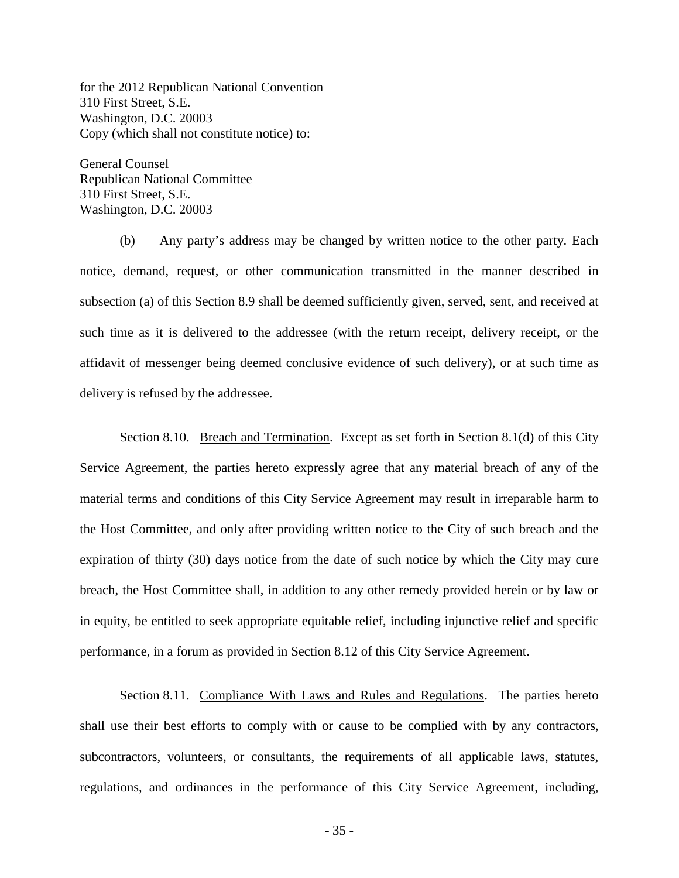for the 2012 Republican National Convention
310 First Street, S.E.
Washington, D.C. 20003
Copy (which shall not constitute notice) to:

General Counsel
Republican National Committee
310 First Street, S.E.
Washington, D.C. 20003

(b) Any party's address may be changed by written notice to the other party. Each notice, demand, request, or other communication transmitted in the manner described in subsection (a) of this Section 8.9 shall be deemed sufficiently given, served, sent, and received at such time as it is delivered to the addressee (with the return receipt, delivery receipt, or the affidavit of messenger being deemed conclusive evidence of such delivery), or at such time as delivery is refused by the addressee.

Section 8.10. Breach and Termination. Except as set forth in Section 8.1(d) of this City Service Agreement, the parties hereto expressly agree that any material breach of any of the material terms and conditions of this City Service Agreement may result in irreparable harm to the Host Committee, and only after providing written notice to the City of such breach and the expiration of thirty (30) days notice from the date of such notice by which the City may cure breach, the Host Committee shall, in addition to any other remedy provided herein or by law or in equity, be entitled to seek appropriate equitable relief, including injunctive relief and specific performance, in a forum as provided in Section 8.12 of this City Service Agreement.

Section 8.11. Compliance With Laws and Rules and Regulations. The parties hereto shall use their best efforts to comply with or cause to be complied with by any contractors, subcontractors, volunteers, or consultants, the requirements of all applicable laws, statutes, regulations, and ordinances in the performance of this City Service Agreement, including,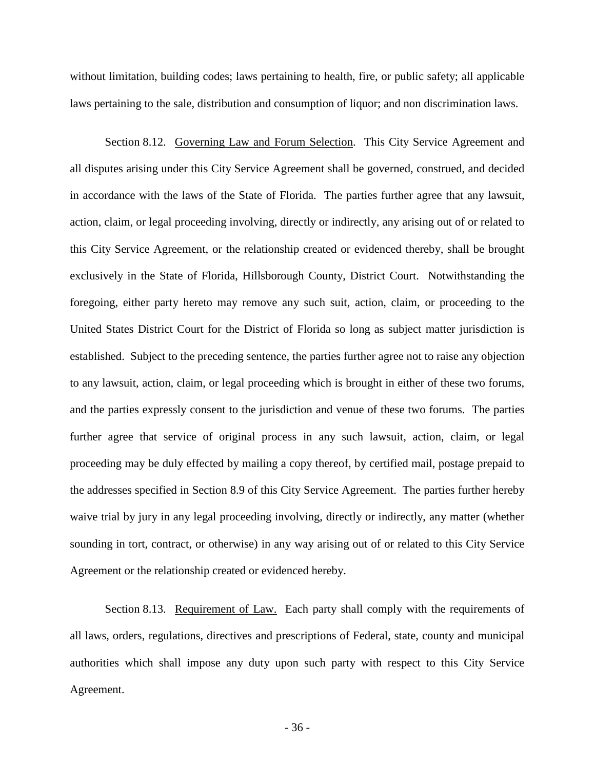without limitation, building codes; laws pertaining to health, fire, or public safety; all applicable laws pertaining to the sale, distribution and consumption of liquor; and non discrimination laws.

Section 8.12. Governing Law and Forum Selection. This City Service Agreement and all disputes arising under this City Service Agreement shall be governed, construed, and decided in accordance with the laws of the State of Florida. The parties further agree that any lawsuit, action, claim, or legal proceeding involving, directly or indirectly, any arising out of or related to this City Service Agreement, or the relationship created or evidenced thereby, shall be brought exclusively in the State of Florida, Hillsborough County, District Court. Notwithstanding the foregoing, either party hereto may remove any such suit, action, claim, or proceeding to the United States District Court for the District of Florida so long as subject matter jurisdiction is established. Subject to the preceding sentence, the parties further agree not to raise any objection to any lawsuit, action, claim, or legal proceeding which is brought in either of these two forums, and the parties expressly consent to the jurisdiction and venue of these two forums. The parties further agree that service of original process in any such lawsuit, action, claim, or legal proceeding may be duly effected by mailing a copy thereof, by certified mail, postage prepaid to the addresses specified in Section 8.9 of this City Service Agreement. The parties further hereby waive trial by jury in any legal proceeding involving, directly or indirectly, any matter (whether sounding in tort, contract, or otherwise) in any way arising out of or related to this City Service Agreement or the relationship created or evidenced hereby.

Section 8.13. Requirement of Law. Each party shall comply with the requirements of all laws, orders, regulations, directives and prescriptions of Federal, state, county and municipal authorities which shall impose any duty upon such party with respect to this City Service Agreement.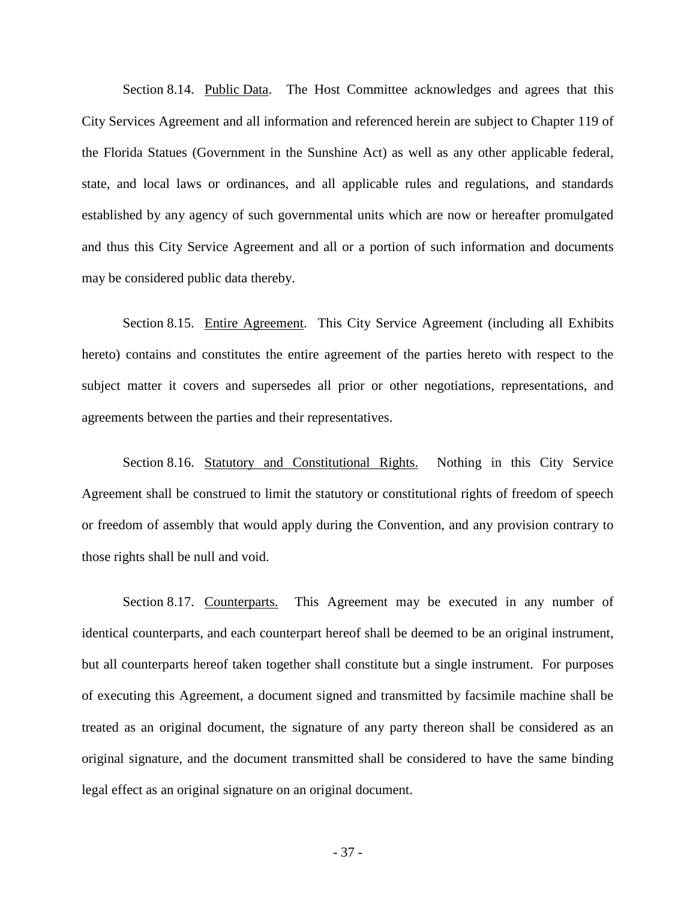Section 8.14. <u>Public Data</u>. The Host Committee acknowledges and agrees that this City Services Agreement and all information and referenced herein are subject to Chapter 119 of the Florida Statues (Government in the Sunshine Act) as well as any other applicable federal, state, and local laws or ordinances, and all applicable rules and regulations, and standards established by any agency of such governmental units which are now or hereafter promulgated and thus this City Service Agreement and all or a portion of such information and documents may be considered public data thereby.

Section 8.15. <u>Entire Agreement</u>. This City Service Agreement (including all Exhibits hereto) contains and constitutes the entire agreement of the parties hereto with respect to the subject matter it covers and supersedes all prior or other negotiations, representations, and agreements between the parties and their representatives.

Section 8.16. <u>Statutory and Constitutional Rights.</u> Nothing in this City Service Agreement shall be construed to limit the statutory or constitutional rights of freedom of speech or freedom of assembly that would apply during the Convention, and any provision contrary to those rights shall be null and void.

Section 8.17. <u>Counterparts.</u> This Agreement may be executed in any number of identical counterparts, and each counterpart hereof shall be deemed to be an original instrument, but all counterparts hereof taken together shall constitute but a single instrument. For purposes of executing this Agreement, a document signed and transmitted by facsimile machine shall be treated as an original document, the signature of any party thereon shall be considered as an original signature, and the document transmitted shall be considered to have the same binding legal effect as an original signature on an original document.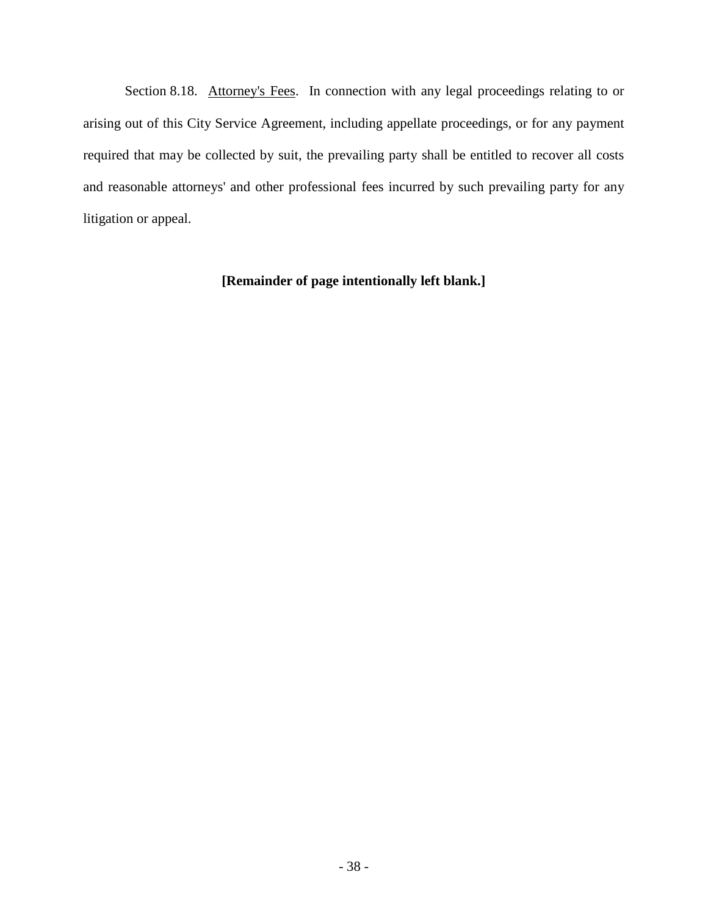Section 8.18. <u>Attorney's Fees</u>. In connection with any legal proceedings relating to or arising out of this City Service Agreement, including appellate proceedings, or for any payment required that may be collected by suit, the prevailing party shall be entitled to recover all costs and reasonable attorneys' and other professional fees incurred by such prevailing party for any litigation or appeal.

**[Remainder of page intentionally left blank.]**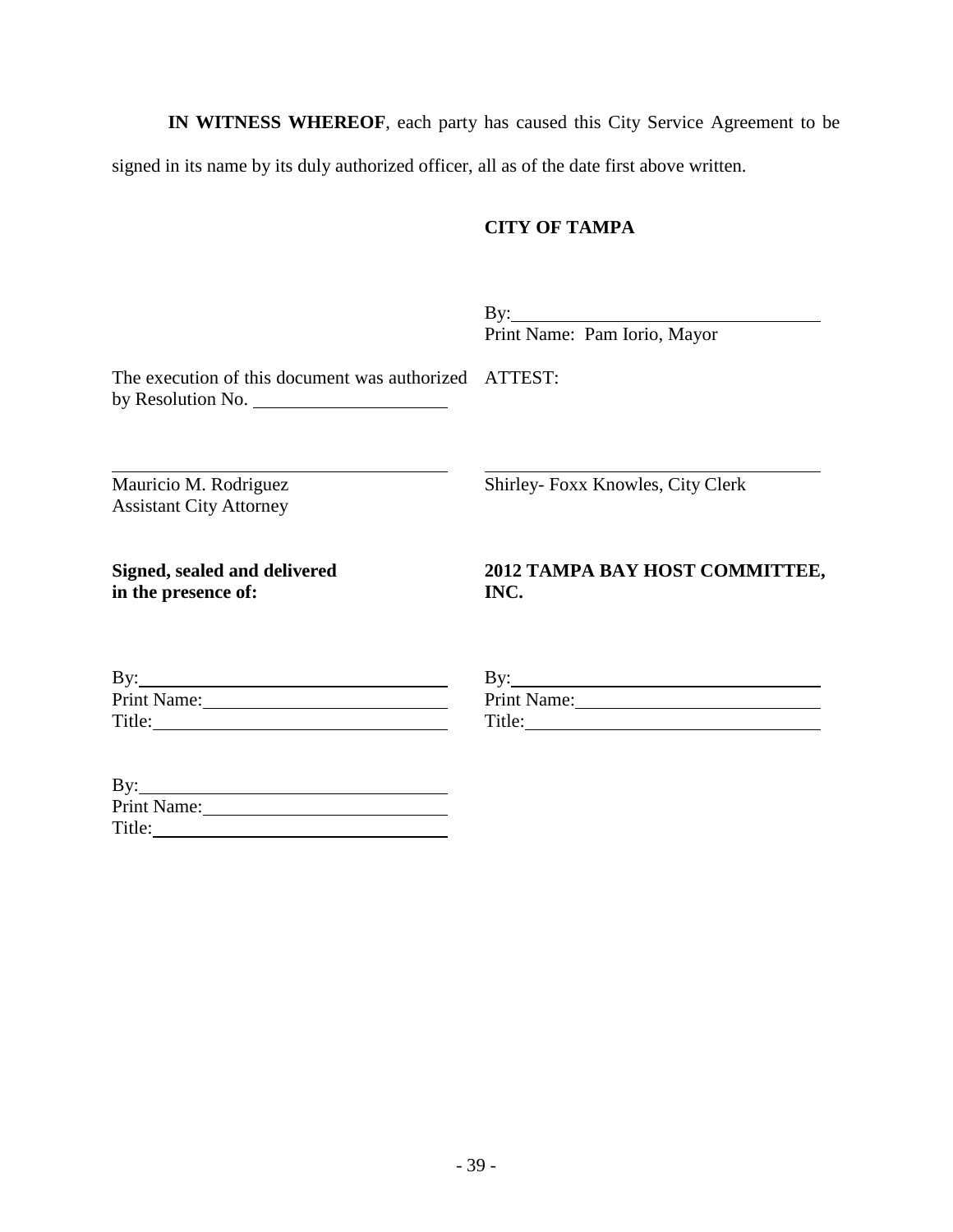**IN WITNESS WHEREOF**, each party has caused this City Service Agreement to be signed in its name by its duly authorized officer, all as of the date first above written.

**CITY OF TAMPA**

By: ______________________________
Print Name: Pam Iorio, Mayor

The execution of this document was authorized by Resolution No. ____________________

ATTEST:

______________________________
Mauricio M. Rodriguez
Assistant City Attorney

______________________________
Shirley- Foxx Knowles, City Clerk

**Signed, sealed and delivered in the presence of:**

By: ______________________________
Print Name: ______________________
Title: ___________________________

By: ______________________________
Print Name: ______________________
Title: ___________________________

**2012 TAMPA BAY HOST COMMITTEE, INC.**

By: ______________________________
Print Name: ______________________
Title: ___________________________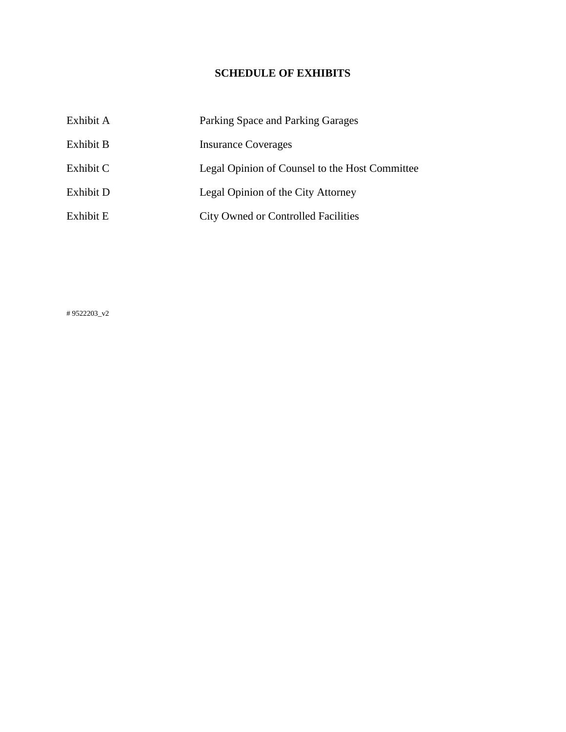**SCHEDULE OF EXHIBITS**

| | |
|---|---|
| Exhibit A | Parking Space and Parking Garages |
| Exhibit B | Insurance Coverages |
| Exhibit C | Legal Opinion of Counsel to the Host Committee |
| Exhibit D | Legal Opinion of the City Attorney |
| Exhibit E | City Owned or Controlled Facilities |

# 9522203_v2